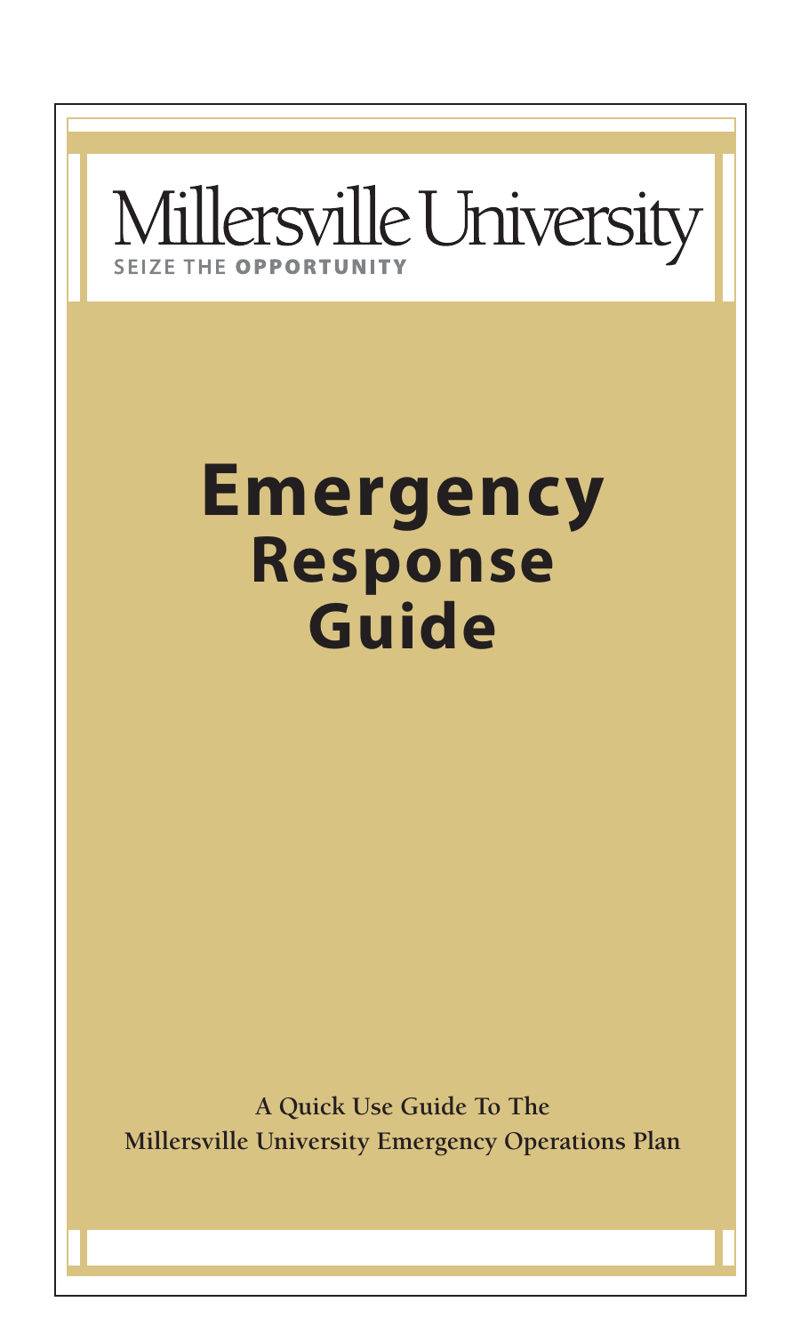Millersville University

SEIZE THE **OPPORTUNITY**

# Emergency Response Guide

**A Quick Use Guide To The Millersville University Emergency Operations Plan**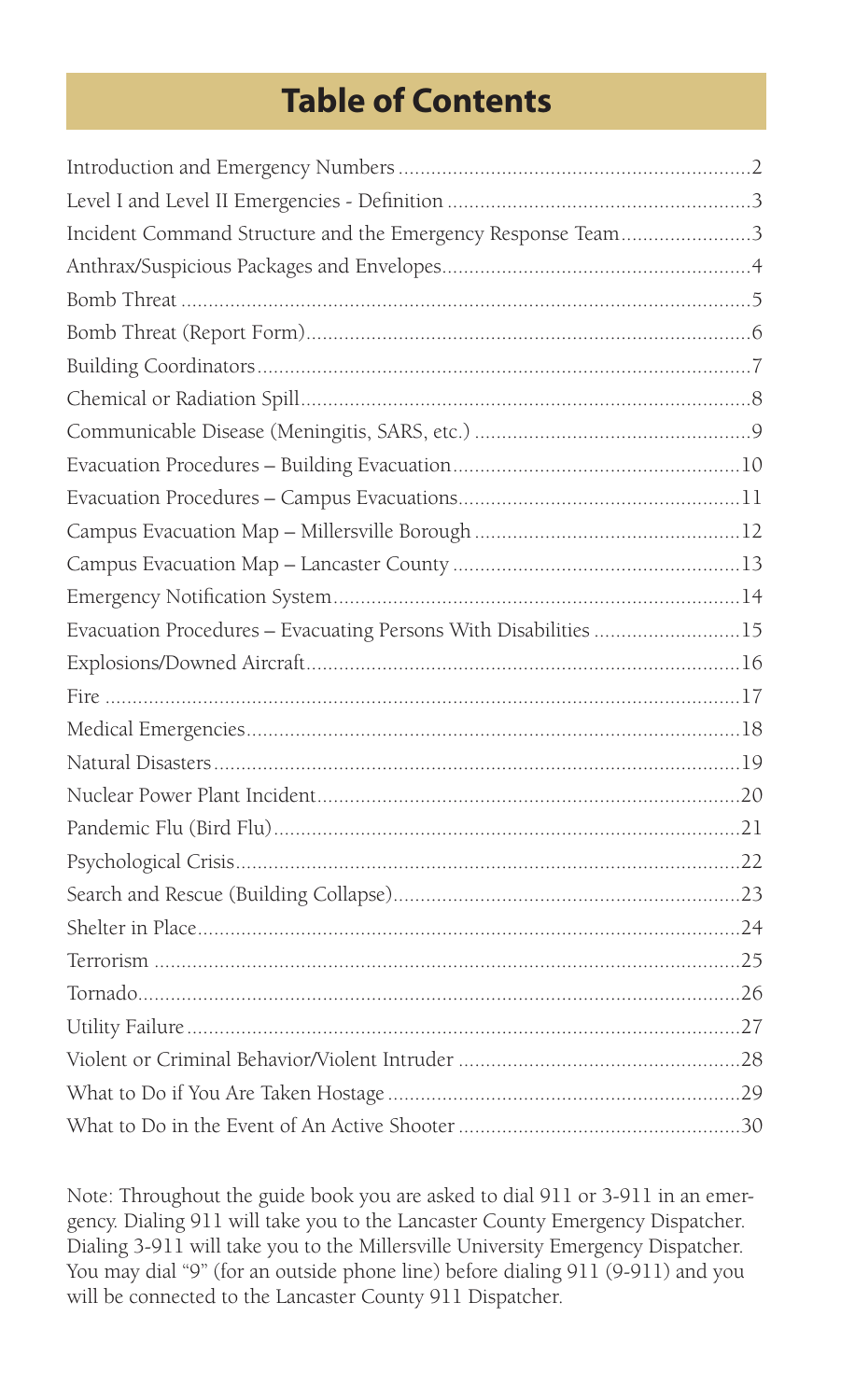# Table of Contents

| | |
|---|---|
| Introduction and Emergency Numbers | 2 |
| Level I and Level II Emergencies - Definition | 3 |
| Incident Command Structure and the Emergency Response Team | 3 |
| Anthrax/Suspicious Packages and Envelopes | 4 |
| Bomb Threat | 5 |
| Bomb Threat (Report Form) | 6 |
| Building Coordinators | 7 |
| Chemical or Radiation Spill | 8 |
| Communicable Disease (Meningitis, SARS, etc.) | 9 |
| Evacuation Procedures – Building Evacuation | 10 |
| Evacuation Procedures – Campus Evacuations | 11 |
| Campus Evacuation Map – Millersville Borough | 12 |
| Campus Evacuation Map – Lancaster County | 13 |
| Emergency Notification System | 14 |
| Evacuation Procedures – Evacuating Persons With Disabilities | 15 |
| Explosions/Downed Aircraft | 16 |
| Fire | 17 |
| Medical Emergencies | 18 |
| Natural Disasters | 19 |
| Nuclear Power Plant Incident | 20 |
| Pandemic Flu (Bird Flu) | 21 |
| Psychological Crisis | 22 |
| Search and Rescue (Building Collapse) | 23 |
| Shelter in Place | 24 |
| Terrorism | 25 |
| Tornado | 26 |
| Utility Failure | 27 |
| Violent or Criminal Behavior/Violent Intruder | 28 |
| What to Do if You Are Taken Hostage | 29 |
| What to Do in the Event of An Active Shooter | 30 |

Note: Throughout the guide book you are asked to dial 911 or 3-911 in an emergency. Dialing 911 will take you to the Lancaster County Emergency Dispatcher. Dialing 3-911 will take you to the Millersville University Emergency Dispatcher. You may dial "9" (for an outside phone line) before dialing 911 (9-911) and you will be connected to the Lancaster County 911 Dispatcher.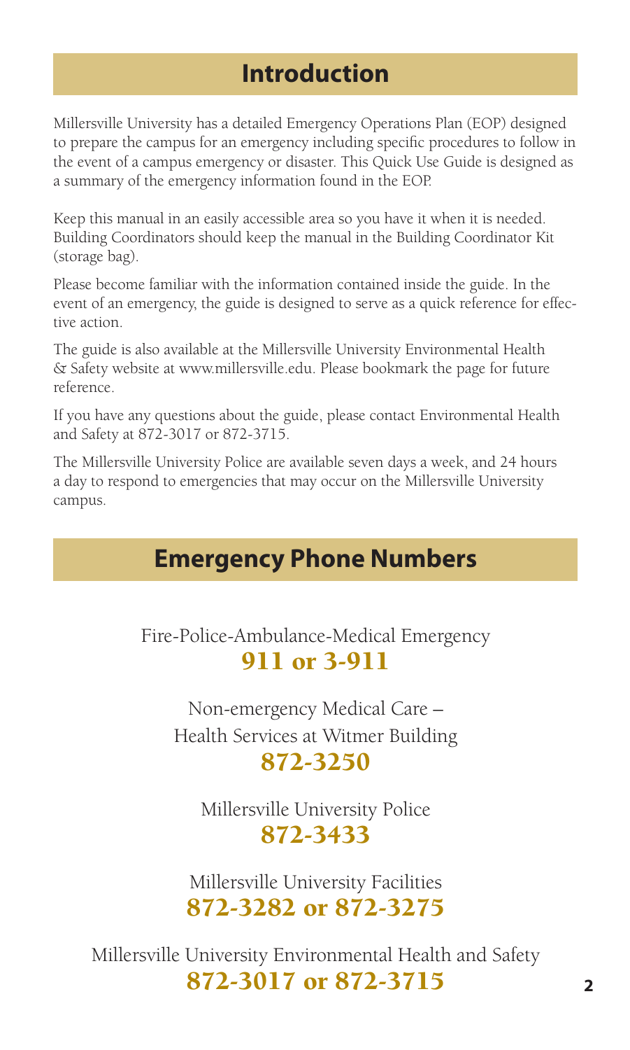## Introduction

Millersville University has a detailed Emergency Operations Plan (EOP) designed to prepare the campus for an emergency including specific procedures to follow in the event of a campus emergency or disaster. This Quick Use Guide is designed as a summary of the emergency information found in the EOP.

Keep this manual in an easily accessible area so you have it when it is needed. Building Coordinators should keep the manual in the Building Coordinator Kit (storage bag).

Please become familiar with the information contained inside the guide. In the event of an emergency, the guide is designed to serve as a quick reference for effective action.

The guide is also available at the Millersville University Environmental Health & Safety website at www.millersville.edu. Please bookmark the page for future reference.

If you have any questions about the guide, please contact Environmental Health and Safety at 872-3017 or 872-3715.

The Millersville University Police are available seven days a week, and 24 hours a day to respond to emergencies that may occur on the Millersville University campus.

## Emergency Phone Numbers

Fire-Police-Ambulance-Medical Emergency
**911 or 3-911**

Non-emergency Medical Care – Health Services at Witmer Building
**872-3250**

Millersville University Police
**872-3433**

Millersville University Facilities
**872-3282 or 872-3275**

Millersville University Environmental Health and Safety
**872-3017 or 872-3715**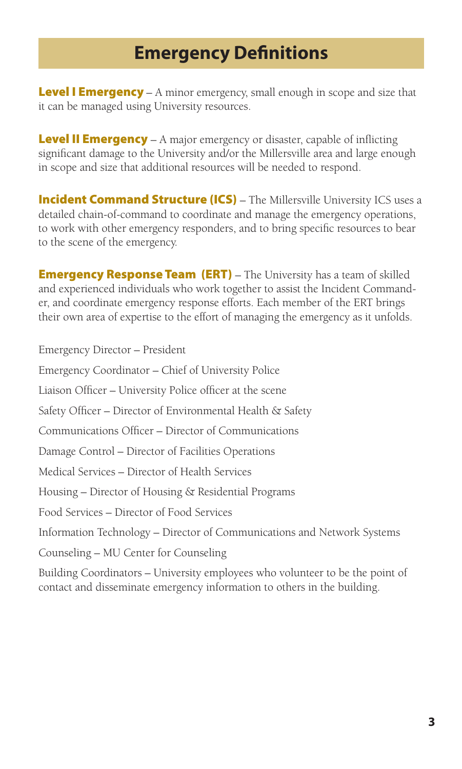# Emergency Definitions

**Level I Emergency** – A minor emergency, small enough in scope and size that it can be managed using University resources.

**Level II Emergency** – A major emergency or disaster, capable of inflicting significant damage to the University and/or the Millersville area and large enough in scope and size that additional resources will be needed to respond.

**Incident Command Structure (ICS)** – The Millersville University ICS uses a detailed chain-of-command to coordinate and manage the emergency operations, to work with other emergency responders, and to bring specific resources to bear to the scene of the emergency.

**Emergency Response Team (ERT)** – The University has a team of skilled and experienced individuals who work together to assist the Incident Commander, and coordinate emergency response efforts. Each member of the ERT brings their own area of expertise to the effort of managing the emergency as it unfolds.

Emergency Director – President

Emergency Coordinator – Chief of University Police

Liaison Officer – University Police officer at the scene

Safety Officer – Director of Environmental Health & Safety

Communications Officer – Director of Communications

Damage Control – Director of Facilities Operations

Medical Services – Director of Health Services

Housing – Director of Housing & Residential Programs

Food Services – Director of Food Services

Information Technology – Director of Communications and Network Systems

Counseling – MU Center for Counseling

Building Coordinators – University employees who volunteer to be the point of contact and disseminate emergency information to others in the building.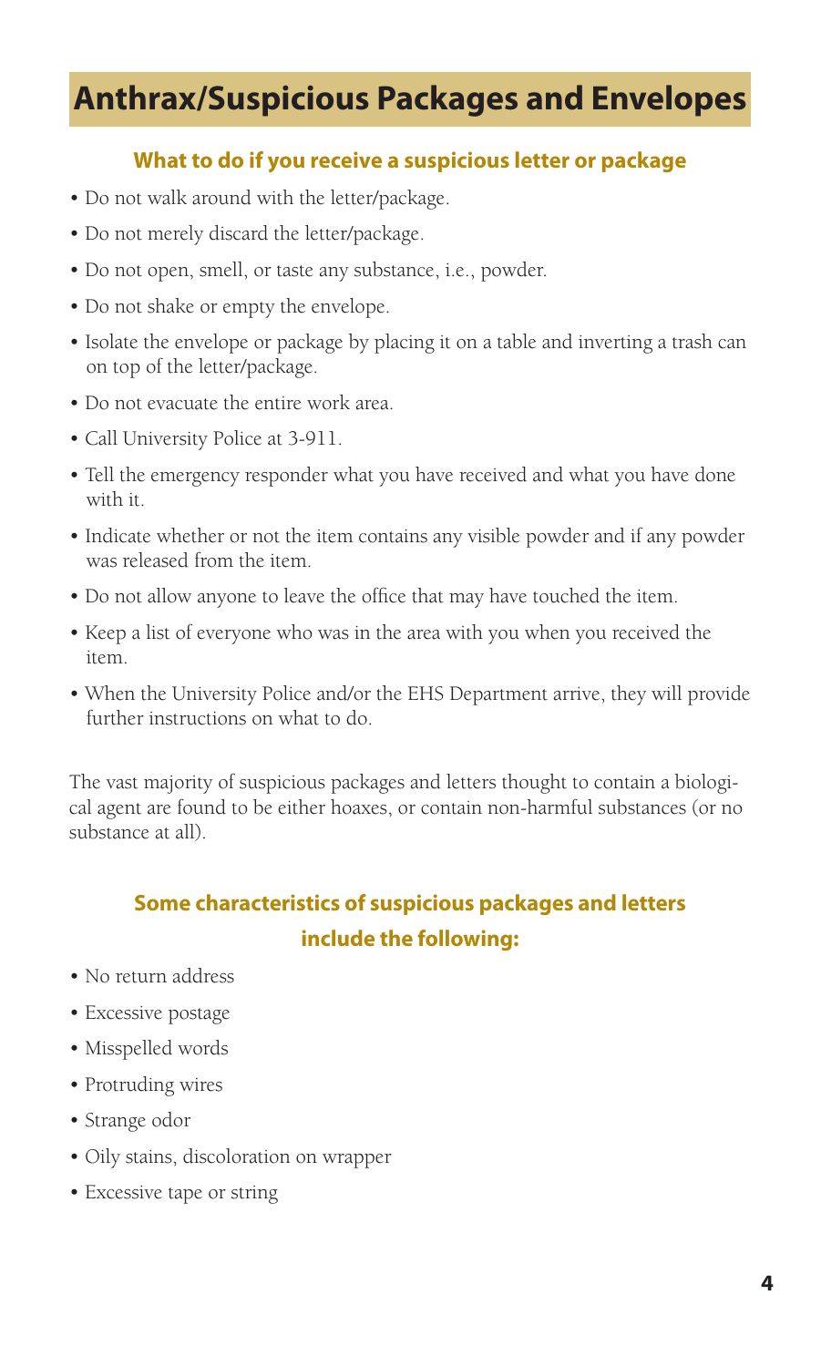# Anthrax/Suspicious Packages and Envelopes

### What to do if you receive a suspicious letter or package

- Do not walk around with the letter/package.
- Do not merely discard the letter/package.
- Do not open, smell, or taste any substance, i.e., powder.
- Do not shake or empty the envelope.
- Isolate the envelope or package by placing it on a table and inverting a trash can on top of the letter/package.
- Do not evacuate the entire work area.
- Call University Police at 3-911.
- Tell the emergency responder what you have received and what you have done with it.
- Indicate whether or not the item contains any visible powder and if any powder was released from the item.
- Do not allow anyone to leave the office that may have touched the item.
- Keep a list of everyone who was in the area with you when you received the item.
- When the University Police and/or the EHS Department arrive, they will provide further instructions on what to do.

The vast majority of suspicious packages and letters thought to contain a biological agent are found to be either hoaxes, or contain non-harmful substances (or no substance at all).

### Some characteristics of suspicious packages and letters include the following:

- No return address
- Excessive postage
- Misspelled words
- Protruding wires
- Strange odor
- Oily stains, discoloration on wrapper
- Excessive tape or string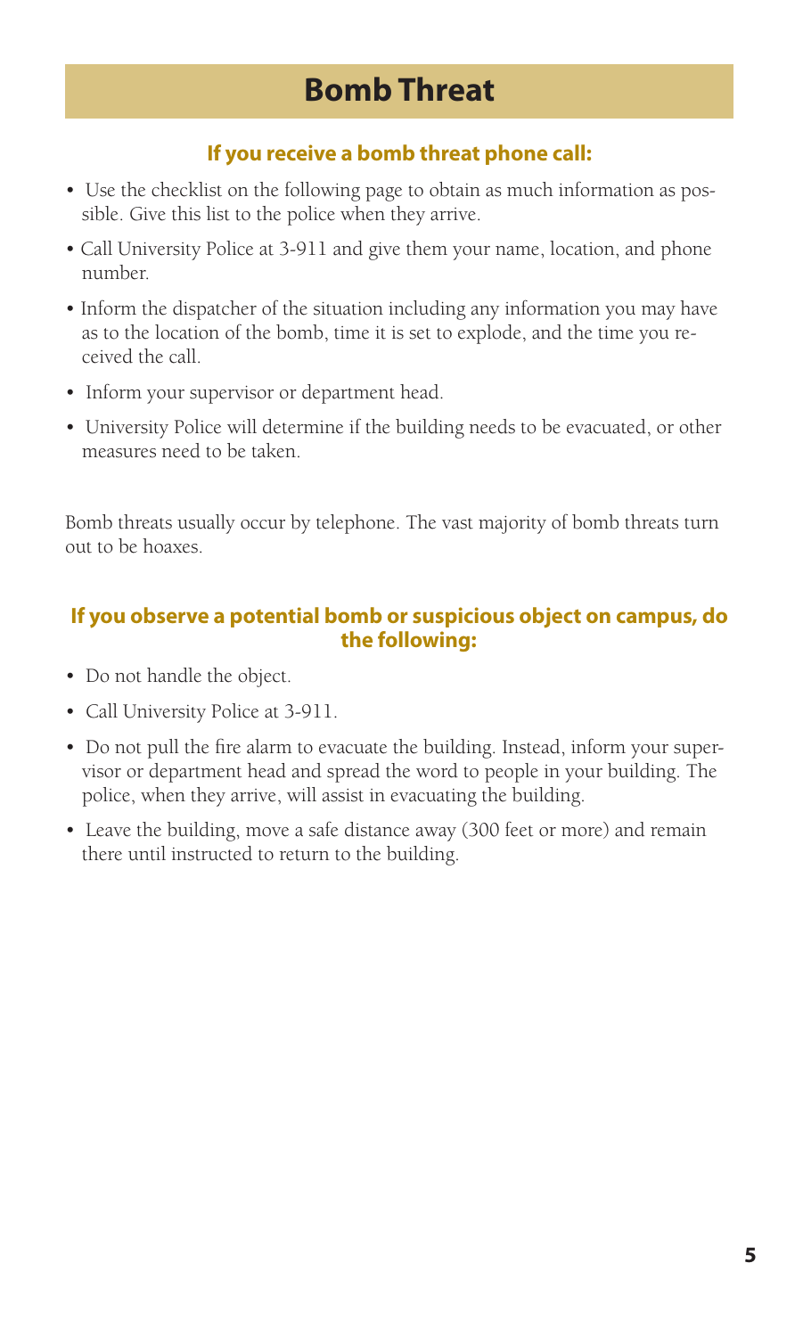# Bomb Threat

### If you receive a bomb threat phone call:

- Use the checklist on the following page to obtain as much information as possible. Give this list to the police when they arrive.
- Call University Police at 3-911 and give them your name, location, and phone number.
- Inform the dispatcher of the situation including any information you may have as to the location of the bomb, time it is set to explode, and the time you received the call.
- Inform your supervisor or department head.
- University Police will determine if the building needs to be evacuated, or other measures need to be taken.

Bomb threats usually occur by telephone. The vast majority of bomb threats turn out to be hoaxes.

### If you observe a potential bomb or suspicious object on campus, do the following:

- Do not handle the object.
- Call University Police at 3-911.
- Do not pull the fire alarm to evacuate the building. Instead, inform your supervisor or department head and spread the word to people in your building. The police, when they arrive, will assist in evacuating the building.
- Leave the building, move a safe distance away (300 feet or more) and remain there until instructed to return to the building.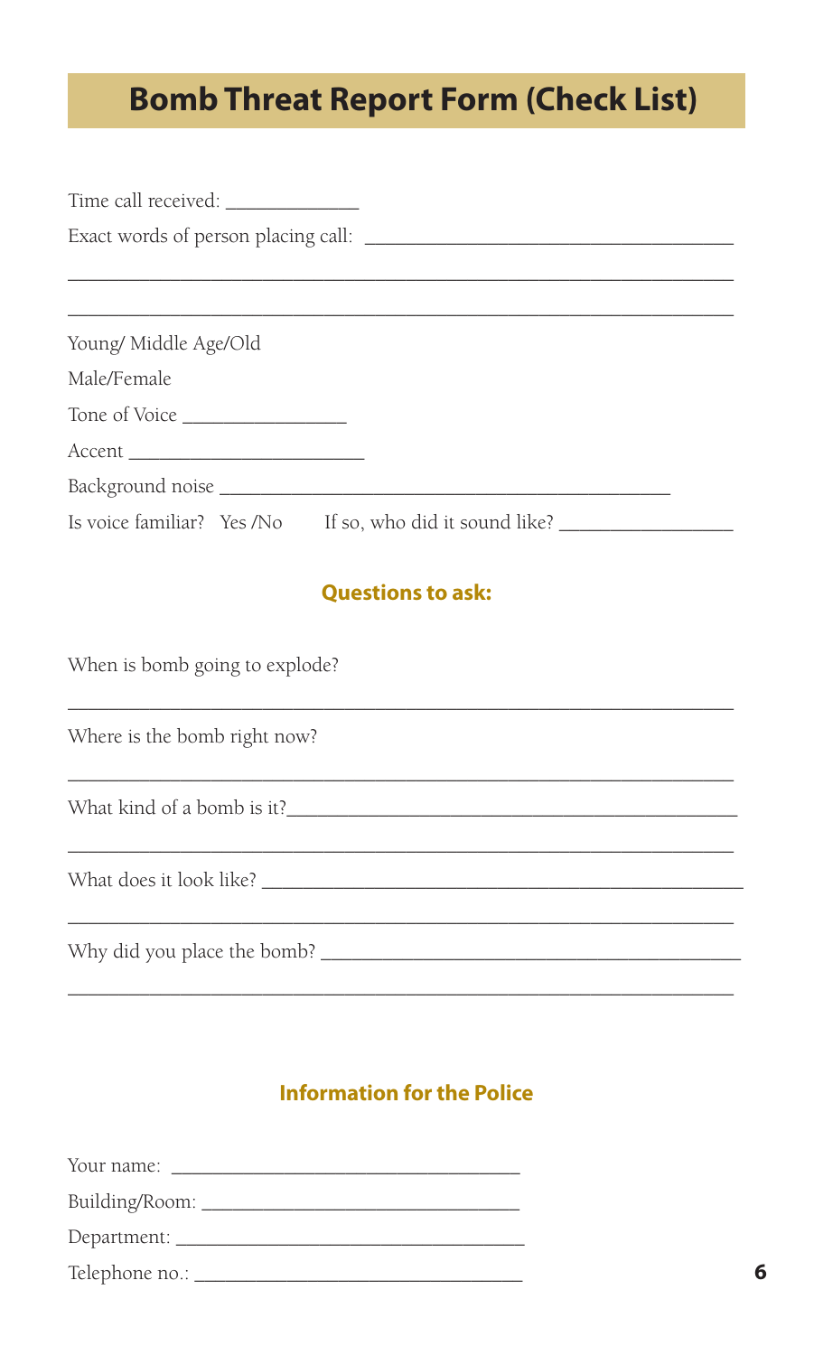# Bomb Threat Report Form (Check List)

Time call received: _____________

Exact words of person placing call: ___________________________________

_______________________________________________________________

_______________________________________________________________

Young/ Middle Age/Old

Male/Female

Tone of Voice _______________

Accent _______________________

Background noise ___________________________________________

Is voice familiar? Yes /No If so, who did it sound like? _________________

## Questions to ask:

When is bomb going to explode?

_______________________________________________________________

Where is the bomb right now?

_______________________________________________________________

What kind of a bomb is it?__________________________________________

_______________________________________________________________

What does it look like? _____________________________________________

_______________________________________________________________

Why did you place the bomb? ________________________________________

_______________________________________________________________

## Information for the Police

Your name: _________________________________

Building/Room: ______________________________

Department: _________________________________

Telephone no.: _______________________________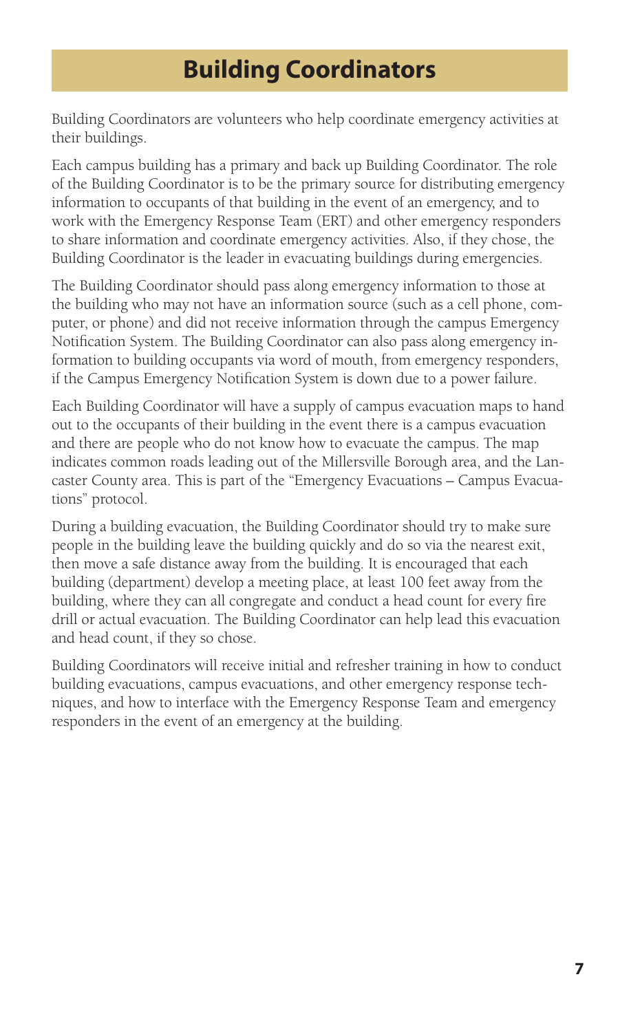# Building Coordinators

Building Coordinators are volunteers who help coordinate emergency activities at their buildings.

Each campus building has a primary and back up Building Coordinator. The role of the Building Coordinator is to be the primary source for distributing emergency information to occupants of that building in the event of an emergency, and to work with the Emergency Response Team (ERT) and other emergency responders to share information and coordinate emergency activities. Also, if they chose, the Building Coordinator is the leader in evacuating buildings during emergencies.

The Building Coordinator should pass along emergency information to those at the building who may not have an information source (such as a cell phone, computer, or phone) and did not receive information through the campus Emergency Notification System. The Building Coordinator can also pass along emergency information to building occupants via word of mouth, from emergency responders, if the Campus Emergency Notification System is down due to a power failure.

Each Building Coordinator will have a supply of campus evacuation maps to hand out to the occupants of their building in the event there is a campus evacuation and there are people who do not know how to evacuate the campus. The map indicates common roads leading out of the Millersville Borough area, and the Lancaster County area. This is part of the "Emergency Evacuations – Campus Evacuations" protocol.

During a building evacuation, the Building Coordinator should try to make sure people in the building leave the building quickly and do so via the nearest exit, then move a safe distance away from the building. It is encouraged that each building (department) develop a meeting place, at least 100 feet away from the building, where they can all congregate and conduct a head count for every fire drill or actual evacuation. The Building Coordinator can help lead this evacuation and head count, if they so chose.

Building Coordinators will receive initial and refresher training in how to conduct building evacuations, campus evacuations, and other emergency response techniques, and how to interface with the Emergency Response Team and emergency responders in the event of an emergency at the building.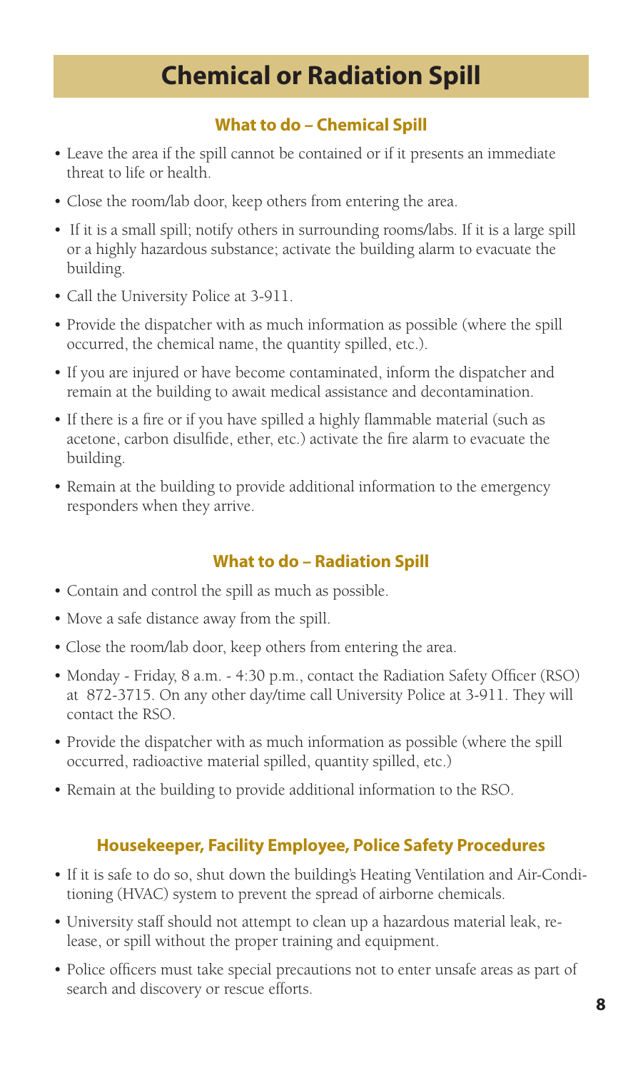# Chemical or Radiation Spill

## What to do – Chemical Spill

- Leave the area if the spill cannot be contained or if it presents an immediate threat to life or health.
- Close the room/lab door, keep others from entering the area.
- If it is a small spill; notify others in surrounding rooms/labs. If it is a large spill or a highly hazardous substance; activate the building alarm to evacuate the building.
- Call the University Police at 3-911.
- Provide the dispatcher with as much information as possible (where the spill occurred, the chemical name, the quantity spilled, etc.).
- If you are injured or have become contaminated, inform the dispatcher and remain at the building to await medical assistance and decontamination.
- If there is a fire or if you have spilled a highly flammable material (such as acetone, carbon disulfide, ether, etc.) activate the fire alarm to evacuate the building.
- Remain at the building to provide additional information to the emergency responders when they arrive.

## What to do – Radiation Spill

- Contain and control the spill as much as possible.
- Move a safe distance away from the spill.
- Close the room/lab door, keep others from entering the area.
- Monday - Friday, 8 a.m. - 4:30 p.m., contact the Radiation Safety Officer (RSO) at 872-3715. On any other day/time call University Police at 3-911. They will contact the RSO.
- Provide the dispatcher with as much information as possible (where the spill occurred, radioactive material spilled, quantity spilled, etc.)
- Remain at the building to provide additional information to the RSO.

## Housekeeper, Facility Employee, Police Safety Procedures

- If it is safe to do so, shut down the building's Heating Ventilation and Air-Conditioning (HVAC) system to prevent the spread of airborne chemicals.
- University staff should not attempt to clean up a hazardous material leak, release, or spill without the proper training and equipment.
- Police officers must take special precautions not to enter unsafe areas as part of search and discovery or rescue efforts.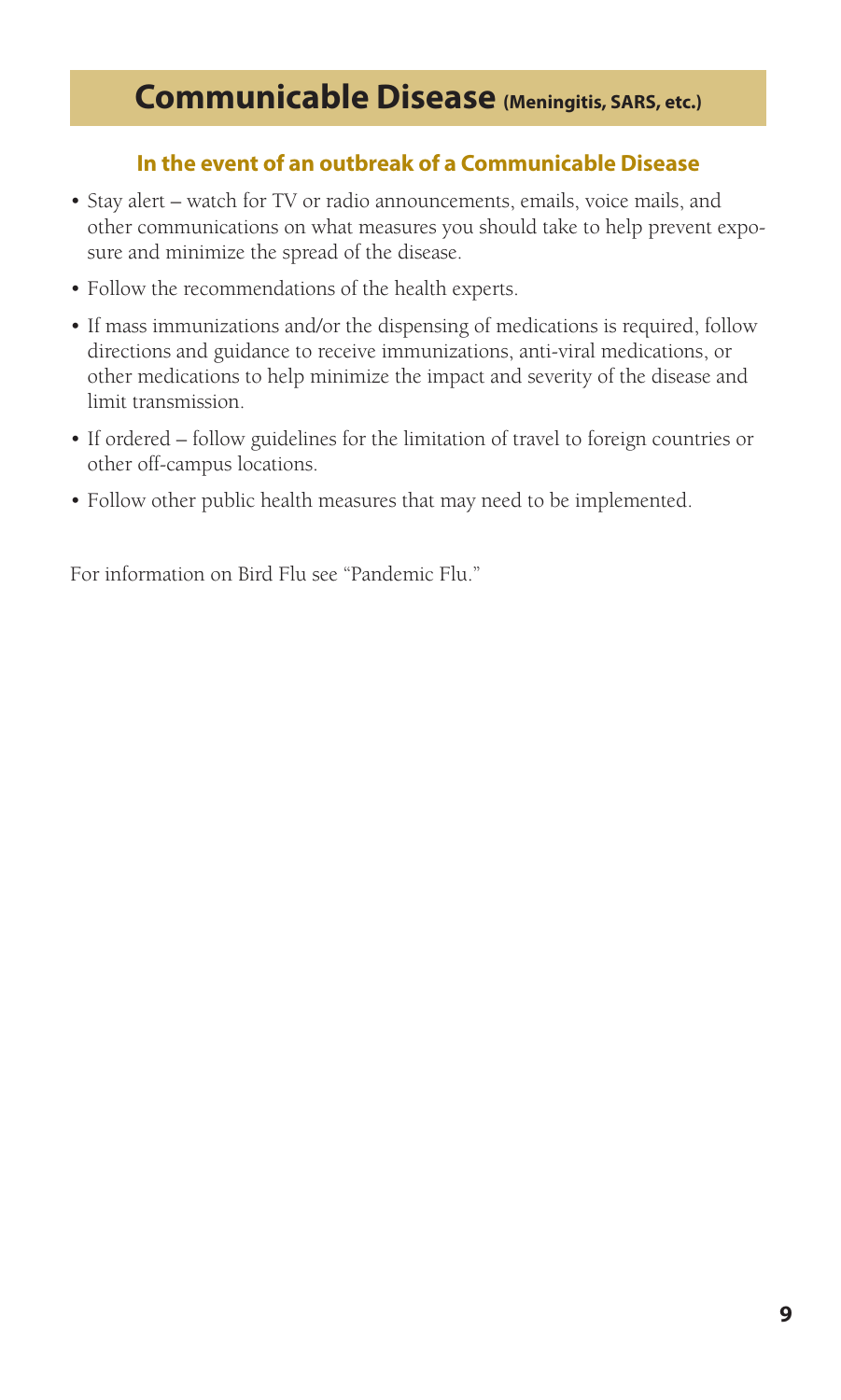# Communicable Disease (Meningitis, SARS, etc.)

## In the event of an outbreak of a Communicable Disease

- Stay alert – watch for TV or radio announcements, emails, voice mails, and other communications on what measures you should take to help prevent exposure and minimize the spread of the disease.
- Follow the recommendations of the health experts.
- If mass immunizations and/or the dispensing of medications is required, follow directions and guidance to receive immunizations, anti-viral medications, or other medications to help minimize the impact and severity of the disease and limit transmission.
- If ordered – follow guidelines for the limitation of travel to foreign countries or other off-campus locations.
- Follow other public health measures that may need to be implemented.

For information on Bird Flu see "Pandemic Flu."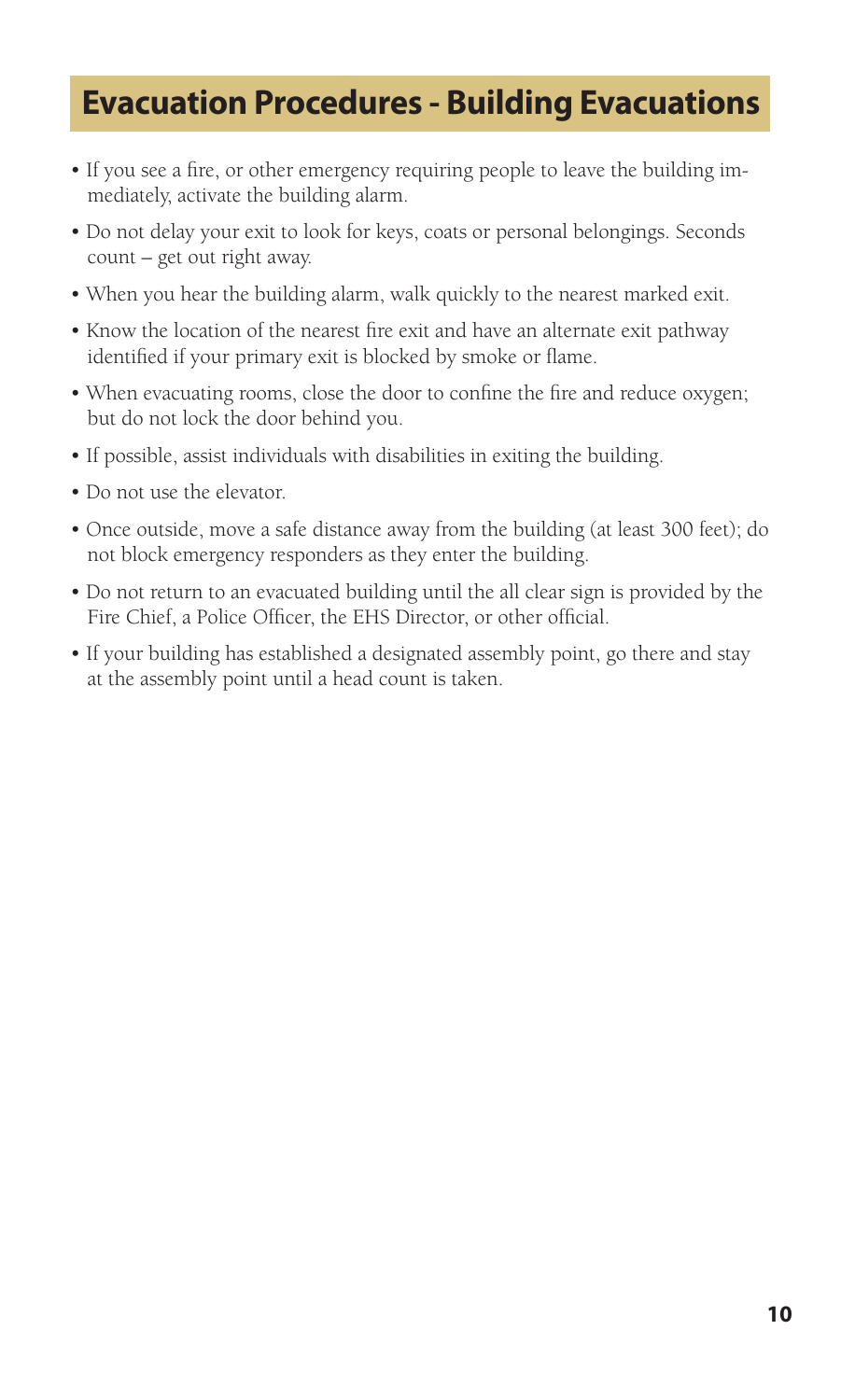## Evacuation Procedures - Building Evacuations

- If you see a fire, or other emergency requiring people to leave the building immediately, activate the building alarm.
- Do not delay your exit to look for keys, coats or personal belongings. Seconds count – get out right away.
- When you hear the building alarm, walk quickly to the nearest marked exit.
- Know the location of the nearest fire exit and have an alternate exit pathway identified if your primary exit is blocked by smoke or flame.
- When evacuating rooms, close the door to confine the fire and reduce oxygen; but do not lock the door behind you.
- If possible, assist individuals with disabilities in exiting the building.
- Do not use the elevator.
- Once outside, move a safe distance away from the building (at least 300 feet); do not block emergency responders as they enter the building.
- Do not return to an evacuated building until the all clear sign is provided by the Fire Chief, a Police Officer, the EHS Director, or other official.
- If your building has established a designated assembly point, go there and stay at the assembly point until a head count is taken.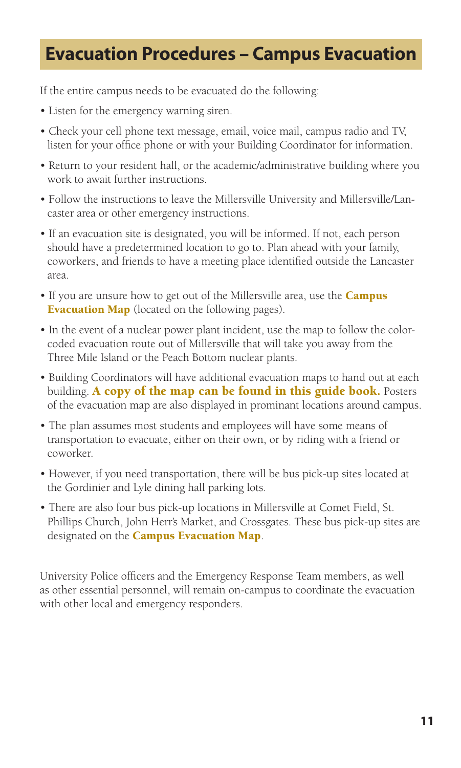# Evacuation Procedures – Campus Evacuation

If the entire campus needs to be evacuated do the following:

- Listen for the emergency warning siren.
- Check your cell phone text message, email, voice mail, campus radio and TV, listen for your office phone or with your Building Coordinator for information.
- Return to your resident hall, or the academic/administrative building where you work to await further instructions.
- Follow the instructions to leave the Millersville University and Millersville/Lancaster area or other emergency instructions.
- If an evacuation site is designated, you will be informed. If not, each person should have a predetermined location to go to. Plan ahead with your family, coworkers, and friends to have a meeting place identified outside the Lancaster area.
- If you are unsure how to get out of the Millersville area, use the **Campus Evacuation Map** (located on the following pages).
- In the event of a nuclear power plant incident, use the map to follow the color-coded evacuation route out of Millersville that will take you away from the Three Mile Island or the Peach Bottom nuclear plants.
- Building Coordinators will have additional evacuation maps to hand out at each building. **A copy of the map can be found in this guide book.** Posters of the evacuation map are also displayed in prominant locations around campus.
- The plan assumes most students and employees will have some means of transportation to evacuate, either on their own, or by riding with a friend or coworker.
- However, if you need transportation, there will be bus pick-up sites located at the Gordinier and Lyle dining hall parking lots.
- There are also four bus pick-up locations in Millersville at Comet Field, St. Phillips Church, John Herr's Market, and Crossgates. These bus pick-up sites are designated on the **Campus Evacuation Map**.

University Police officers and the Emergency Response Team members, as well as other essential personnel, will remain on-campus to coordinate the evacuation with other local and emergency responders.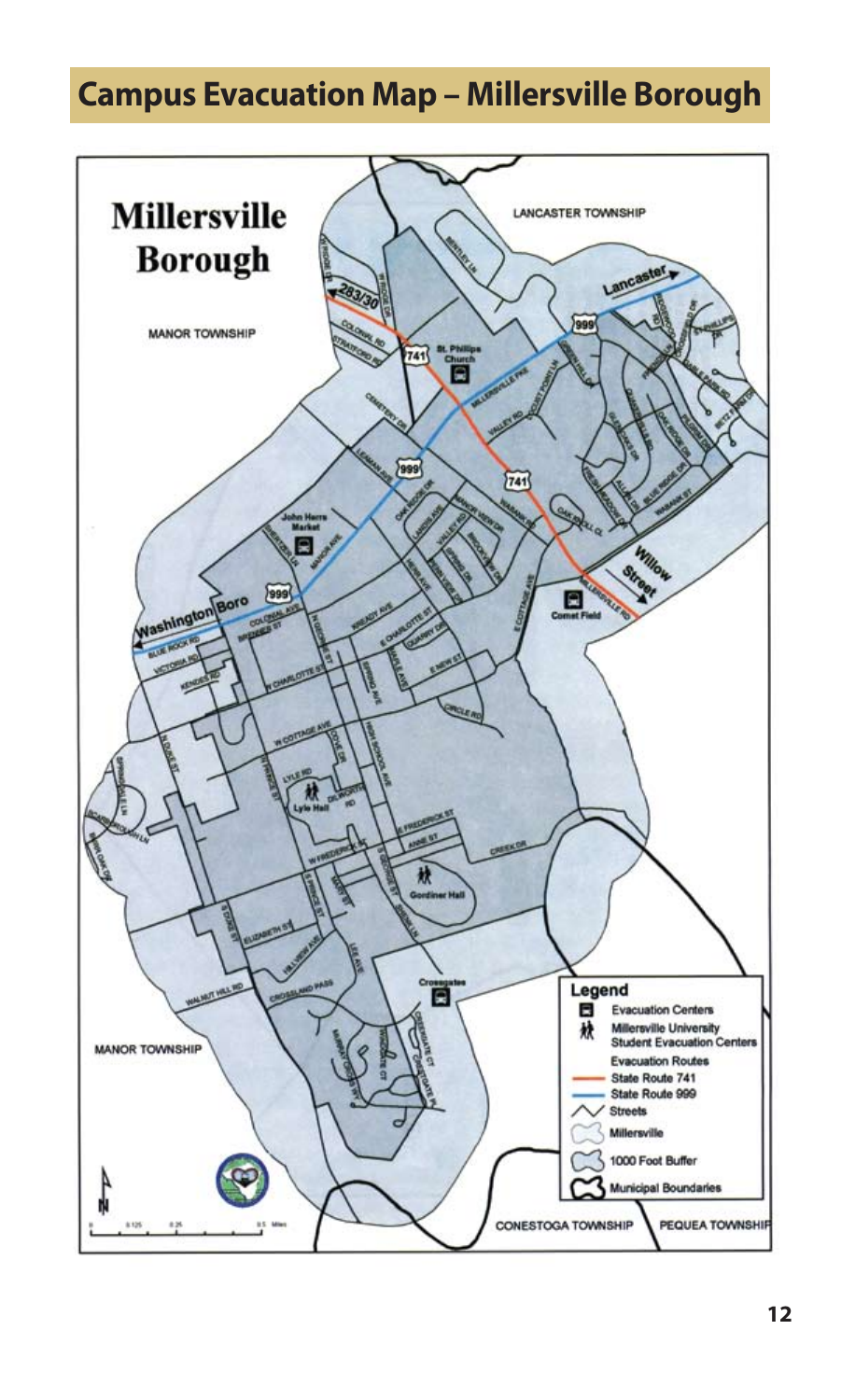# Campus Evacuation Map – Millersville Borough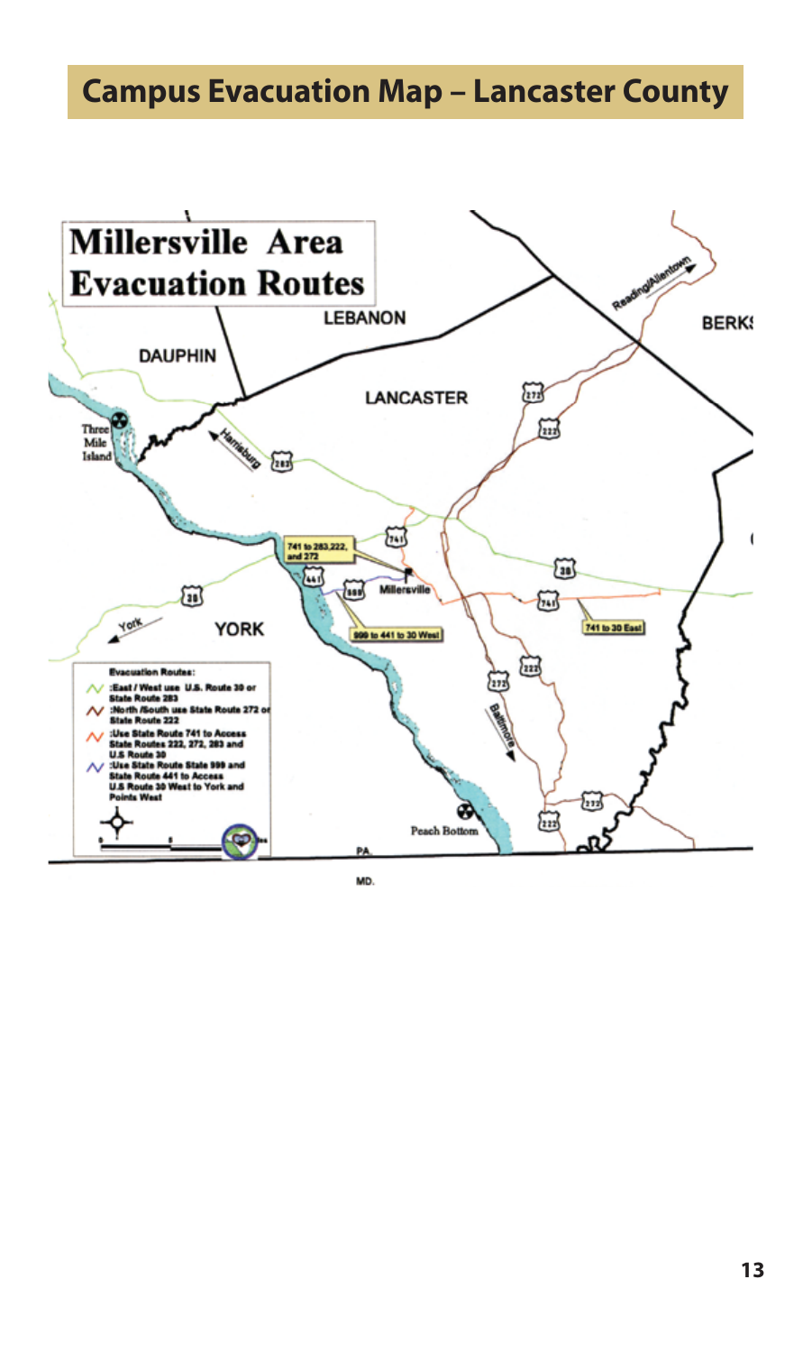# Campus Evacuation Map – Lancaster County

**Millersville Area Evacuation Routes**

LEBANON

DAUPHIN

BERKS

LANCASTER

YORK

Three Mile Island

Peach Bottom

Harrisburg

Reading/Allentown

York

Baltimore

Millersville

741 to 283,222, and 272

999 to 441 to 30 West

741 to 30 East

PA.

MD.

**Evacuation Routes:**

- :East / West use U.S. Route 30 or State Route 283
- :North /South use State Route 272 or State Route 222
- :Use State Route 741 to Access State Routes 222, 272, 283 and U.S Route 30
- :Use State Route State 999 and State Route 441 to Access U.S Route 30 West to York and Points West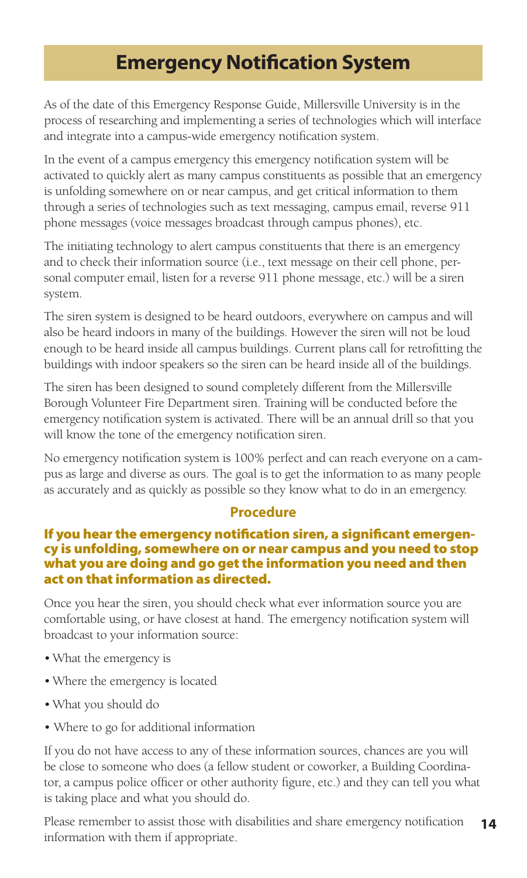# Emergency Notification System

As of the date of this Emergency Response Guide, Millersville University is in the process of researching and implementing a series of technologies which will interface and integrate into a campus-wide emergency notification system.

In the event of a campus emergency this emergency notification system will be activated to quickly alert as many campus constituents as possible that an emergency is unfolding somewhere on or near campus, and get critical information to them through a series of technologies such as text messaging, campus email, reverse 911 phone messages (voice messages broadcast through campus phones), etc.

The initiating technology to alert campus constituents that there is an emergency and to check their information source (i.e., text message on their cell phone, personal computer email, listen for a reverse 911 phone message, etc.) will be a siren system.

The siren system is designed to be heard outdoors, everywhere on campus and will also be heard indoors in many of the buildings. However the siren will not be loud enough to be heard inside all campus buildings. Current plans call for retrofitting the buildings with indoor speakers so the siren can be heard inside all of the buildings.

The siren has been designed to sound completely different from the Millersville Borough Volunteer Fire Department siren. Training will be conducted before the emergency notification system is activated. There will be an annual drill so that you will know the tone of the emergency notification siren.

No emergency notification system is 100% perfect and can reach everyone on a campus as large and diverse as ours. The goal is to get the information to as many people as accurately and as quickly as possible so they know what to do in an emergency.

## Procedure

**If you hear the emergency notification siren, a significant emergency is unfolding, somewhere on or near campus and you need to stop what you are doing and go get the information you need and then act on that information as directed.**

Once you hear the siren, you should check what ever information source you are comfortable using, or have closest at hand. The emergency notification system will broadcast to your information source:

- What the emergency is
- Where the emergency is located
- What you should do
- Where to go for additional information

If you do not have access to any of these information sources, chances are you will be close to someone who does (a fellow student or coworker, a Building Coordinator, a campus police officer or other authority figure, etc.) and they can tell you what is taking place and what you should do.

Please remember to assist those with disabilities and share emergency notification information with them if appropriate.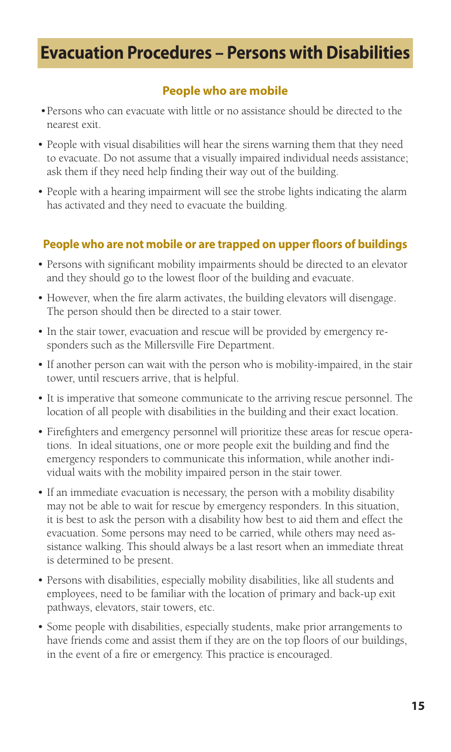## Evacuation Procedures – Persons with Disabilities

### People who are mobile

- Persons who can evacuate with little or no assistance should be directed to the nearest exit.
- People with visual disabilities will hear the sirens warning them that they need to evacuate. Do not assume that a visually impaired individual needs assistance; ask them if they need help finding their way out of the building.
- People with a hearing impairment will see the strobe lights indicating the alarm has activated and they need to evacuate the building.

### People who are not mobile or are trapped on upper floors of buildings

- Persons with significant mobility impairments should be directed to an elevator and they should go to the lowest floor of the building and evacuate.
- However, when the fire alarm activates, the building elevators will disengage. The person should then be directed to a stair tower.
- In the stair tower, evacuation and rescue will be provided by emergency responders such as the Millersville Fire Department.
- If another person can wait with the person who is mobility-impaired, in the stair tower, until rescuers arrive, that is helpful.
- It is imperative that someone communicate to the arriving rescue personnel. The location of all people with disabilities in the building and their exact location.
- Firefighters and emergency personnel will prioritize these areas for rescue operations. In ideal situations, one or more people exit the building and find the emergency responders to communicate this information, while another individual waits with the mobility impaired person in the stair tower.
- If an immediate evacuation is necessary, the person with a mobility disability may not be able to wait for rescue by emergency responders. In this situation, it is best to ask the person with a disability how best to aid them and effect the evacuation. Some persons may need to be carried, while others may need assistance walking. This should always be a last resort when an immediate threat is determined to be present.
- Persons with disabilities, especially mobility disabilities, like all students and employees, need to be familiar with the location of primary and back-up exit pathways, elevators, stair towers, etc.
- Some people with disabilities, especially students, make prior arrangements to have friends come and assist them if they are on the top floors of our buildings, in the event of a fire or emergency. This practice is encouraged.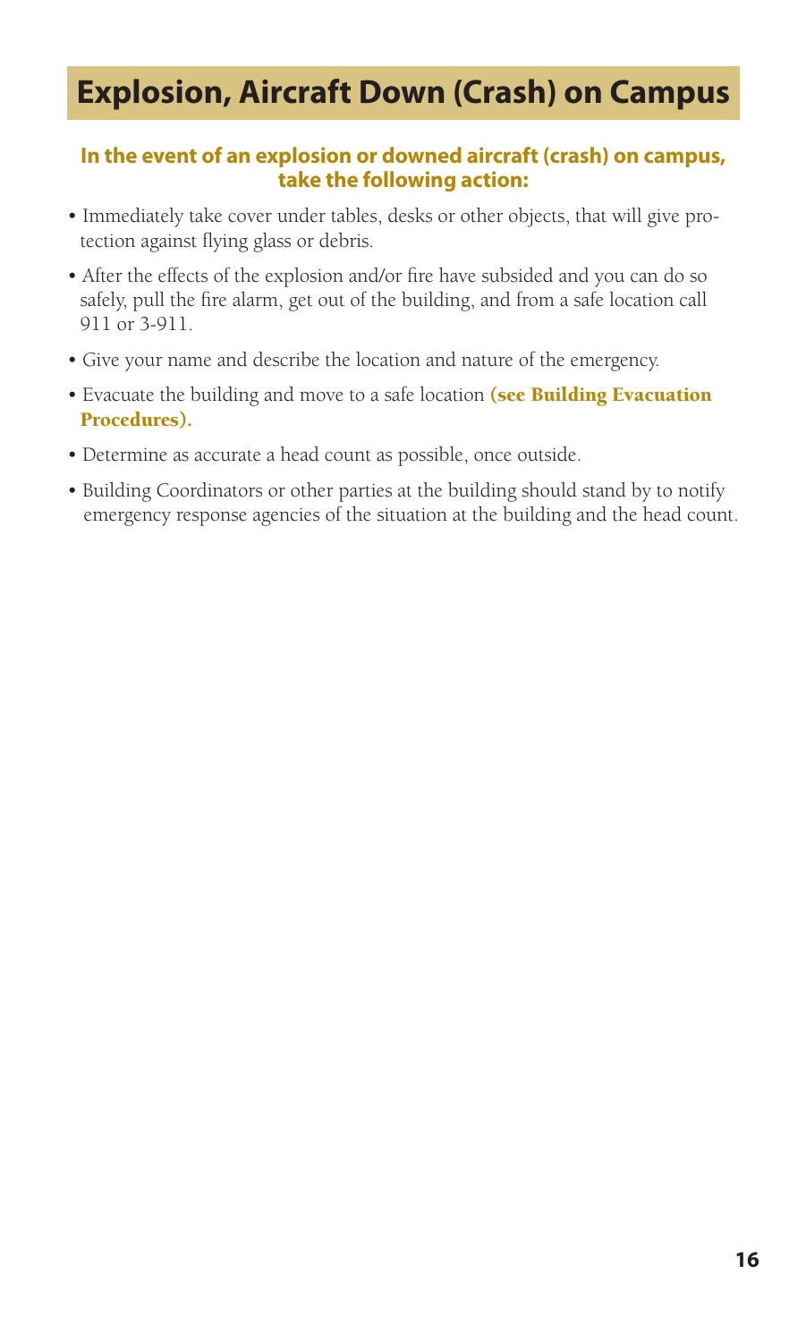# Explosion, Aircraft Down (Crash) on Campus

**In the event of an explosion or downed aircraft (crash) on campus, take the following action:**

- Immediately take cover under tables, desks or other objects, that will give protection against flying glass or debris.
- After the effects of the explosion and/or fire have subsided and you can do so safely, pull the fire alarm, get out of the building, and from a safe location call 911 or 3-911.
- Give your name and describe the location and nature of the emergency.
- Evacuate the building and move to a safe location **(see Building Evacuation Procedures).**
- Determine as accurate a head count as possible, once outside.
- Building Coordinators or other parties at the building should stand by to notify emergency response agencies of the situation at the building and the head count.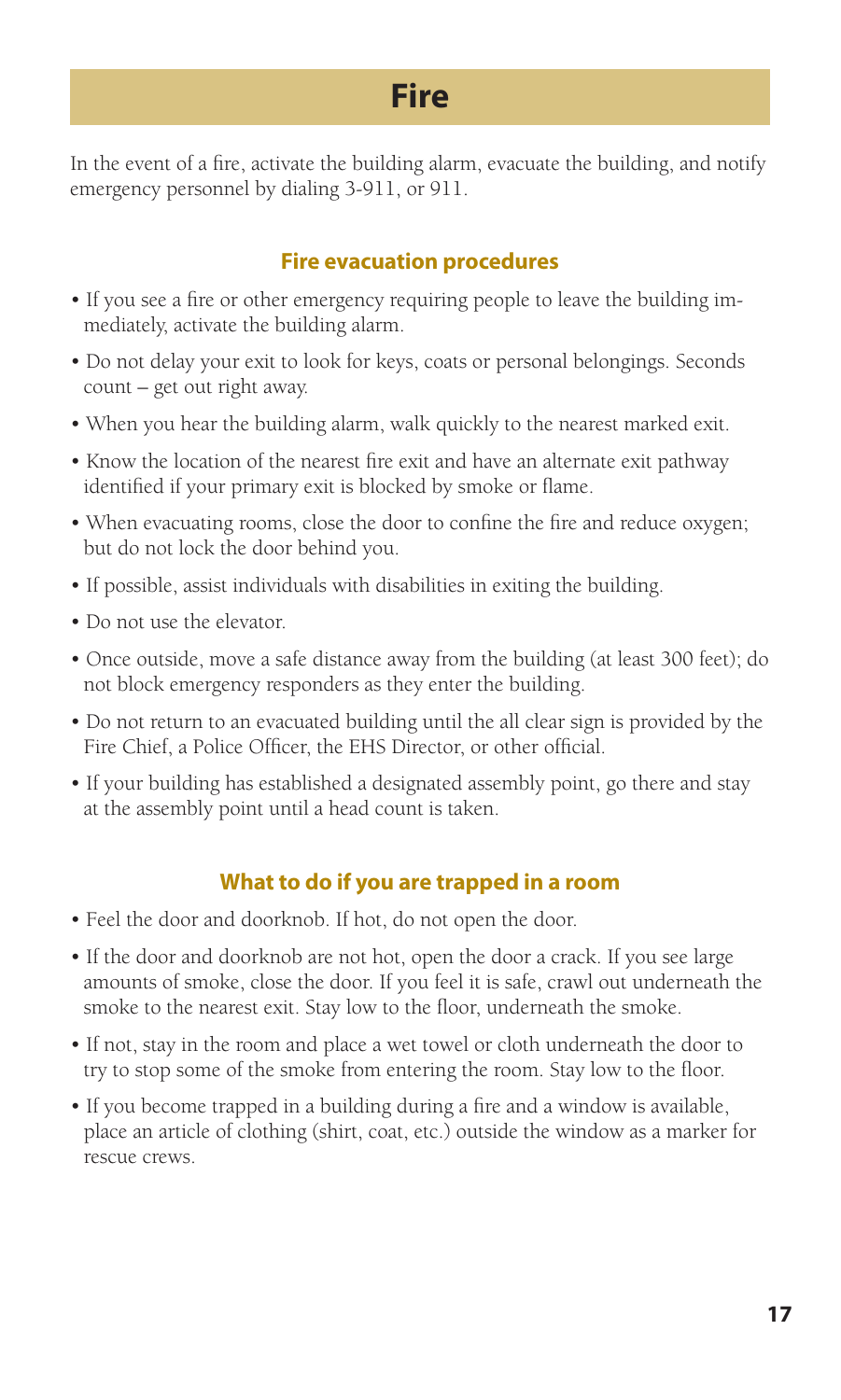# Fire

In the event of a fire, activate the building alarm, evacuate the building, and notify emergency personnel by dialing 3-911, or 911.

### Fire evacuation procedures

- If you see a fire or other emergency requiring people to leave the building immediately, activate the building alarm.
- Do not delay your exit to look for keys, coats or personal belongings. Seconds count – get out right away.
- When you hear the building alarm, walk quickly to the nearest marked exit.
- Know the location of the nearest fire exit and have an alternate exit pathway identified if your primary exit is blocked by smoke or flame.
- When evacuating rooms, close the door to confine the fire and reduce oxygen; but do not lock the door behind you.
- If possible, assist individuals with disabilities in exiting the building.
- Do not use the elevator.
- Once outside, move a safe distance away from the building (at least 300 feet); do not block emergency responders as they enter the building.
- Do not return to an evacuated building until the all clear sign is provided by the Fire Chief, a Police Officer, the EHS Director, or other official.
- If your building has established a designated assembly point, go there and stay at the assembly point until a head count is taken.

### What to do if you are trapped in a room

- Feel the door and doorknob. If hot, do not open the door.
- If the door and doorknob are not hot, open the door a crack. If you see large amounts of smoke, close the door. If you feel it is safe, crawl out underneath the smoke to the nearest exit. Stay low to the floor, underneath the smoke.
- If not, stay in the room and place a wet towel or cloth underneath the door to try to stop some of the smoke from entering the room. Stay low to the floor.
- If you become trapped in a building during a fire and a window is available, place an article of clothing (shirt, coat, etc.) outside the window as a marker for rescue crews.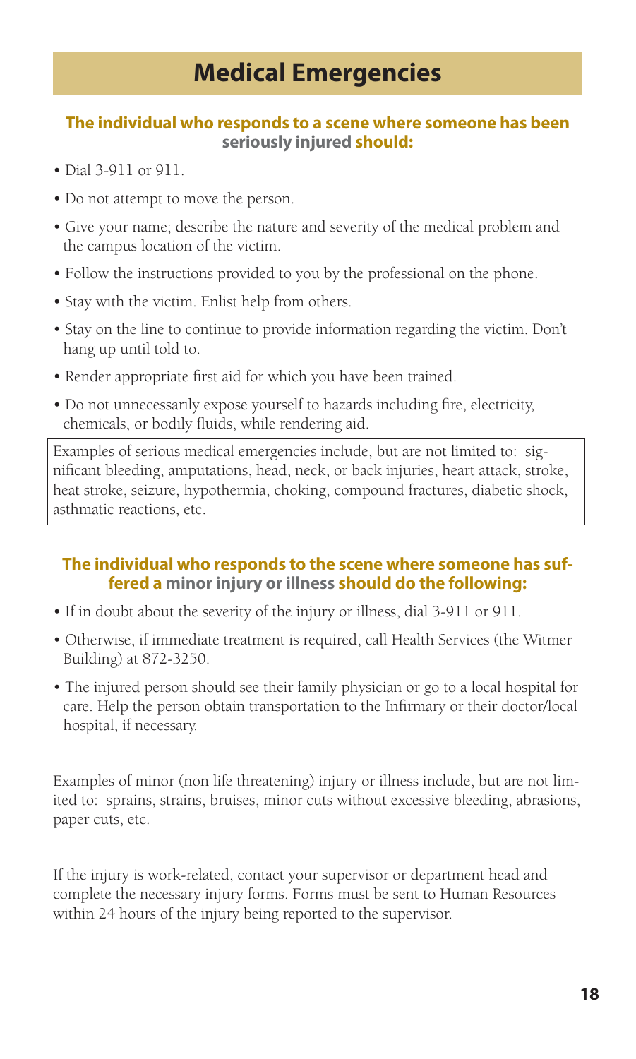# Medical Emergencies

### The individual who responds to a scene where someone has been seriously injured should:

- Dial 3-911 or 911.
- Do not attempt to move the person.
- Give your name; describe the nature and severity of the medical problem and the campus location of the victim.
- Follow the instructions provided to you by the professional on the phone.
- Stay with the victim. Enlist help from others.
- Stay on the line to continue to provide information regarding the victim. Don't hang up until told to.
- Render appropriate first aid for which you have been trained.
- Do not unnecessarily expose yourself to hazards including fire, electricity, chemicals, or bodily fluids, while rendering aid.

Examples of serious medical emergencies include, but are not limited to: significant bleeding, amputations, head, neck, or back injuries, heart attack, stroke, heat stroke, seizure, hypothermia, choking, compound fractures, diabetic shock, asthmatic reactions, etc.

### The individual who responds to the scene where someone has suffered a minor injury or illness should do the following:

- If in doubt about the severity of the injury or illness, dial 3-911 or 911.
- Otherwise, if immediate treatment is required, call Health Services (the Witmer Building) at 872-3250.
- The injured person should see their family physician or go to a local hospital for care. Help the person obtain transportation to the Infirmary or their doctor/local hospital, if necessary.

Examples of minor (non life threatening) injury or illness include, but are not limited to: sprains, strains, bruises, minor cuts without excessive bleeding, abrasions, paper cuts, etc.

If the injury is work-related, contact your supervisor or department head and complete the necessary injury forms. Forms must be sent to Human Resources within 24 hours of the injury being reported to the supervisor.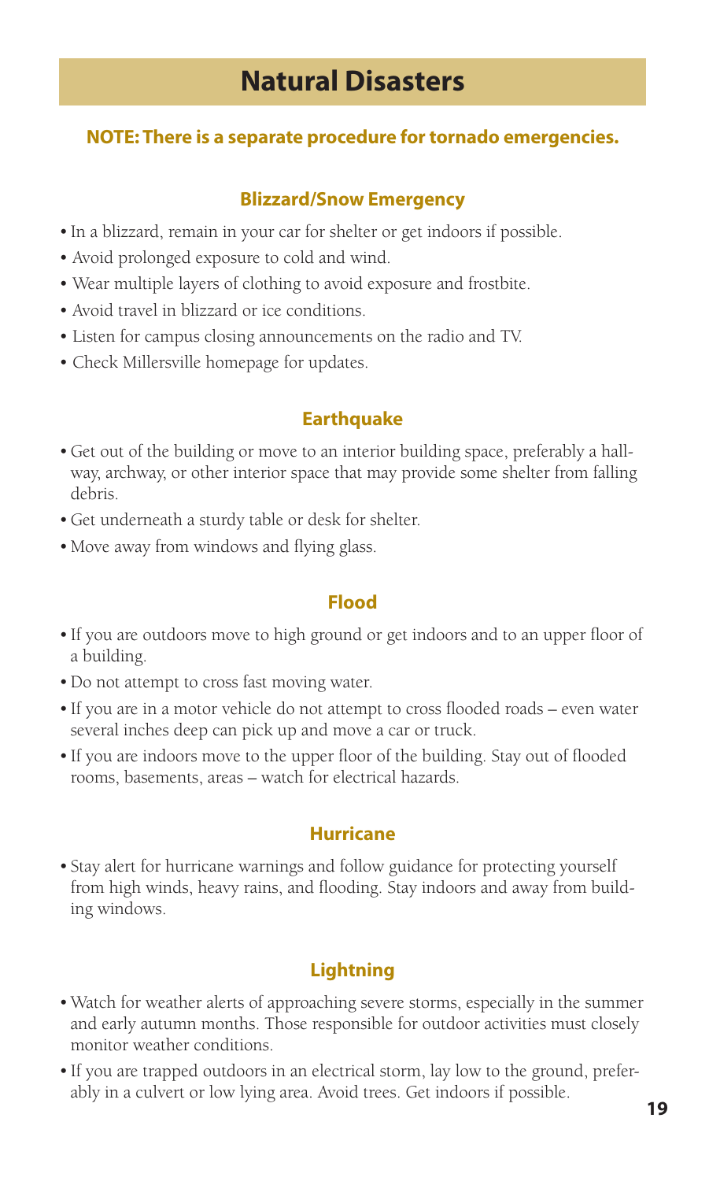# Natural Disasters

**NOTE: There is a separate procedure for tornado emergencies.**

### Blizzard/Snow Emergency

- In a blizzard, remain in your car for shelter or get indoors if possible.
- Avoid prolonged exposure to cold and wind.
- Wear multiple layers of clothing to avoid exposure and frostbite.
- Avoid travel in blizzard or ice conditions.
- Listen for campus closing announcements on the radio and TV.
- Check Millersville homepage for updates.

### Earthquake

- Get out of the building or move to an interior building space, preferably a hallway, archway, or other interior space that may provide some shelter from falling debris.
- Get underneath a sturdy table or desk for shelter.
- Move away from windows and flying glass.

### Flood

- If you are outdoors move to high ground or get indoors and to an upper floor of a building.
- Do not attempt to cross fast moving water.
- If you are in a motor vehicle do not attempt to cross flooded roads – even water several inches deep can pick up and move a car or truck.
- If you are indoors move to the upper floor of the building. Stay out of flooded rooms, basements, areas – watch for electrical hazards.

### Hurricane

- Stay alert for hurricane warnings and follow guidance for protecting yourself from high winds, heavy rains, and flooding. Stay indoors and away from building windows.

### Lightning

- Watch for weather alerts of approaching severe storms, especially in the summer and early autumn months. Those responsible for outdoor activities must closely monitor weather conditions.
- If you are trapped outdoors in an electrical storm, lay low to the ground, preferably in a culvert or low lying area. Avoid trees. Get indoors if possible.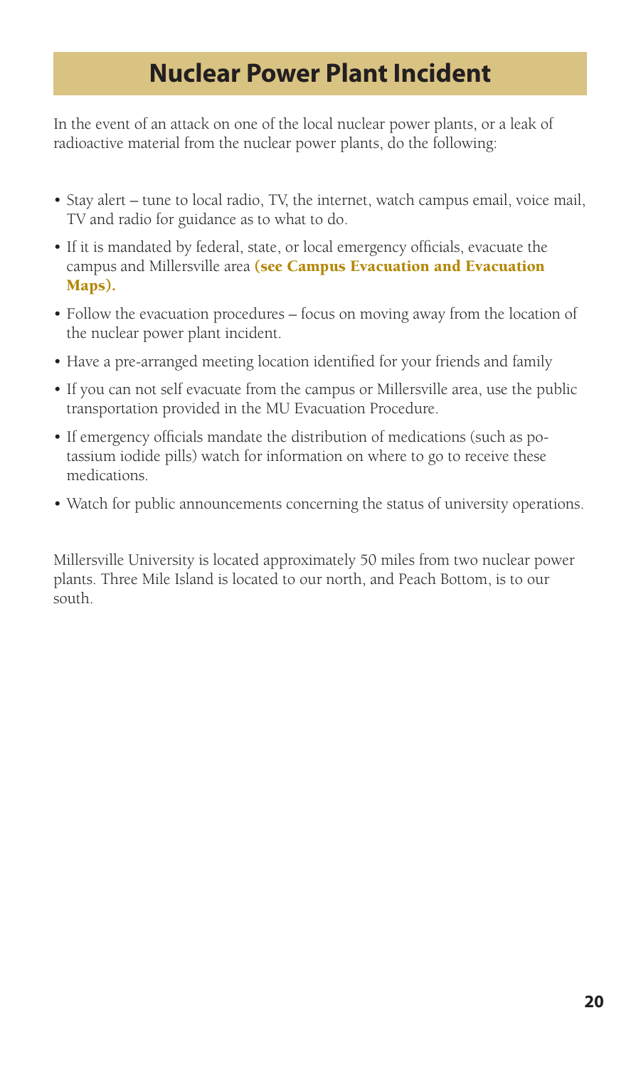# Nuclear Power Plant Incident

In the event of an attack on one of the local nuclear power plants, or a leak of radioactive material from the nuclear power plants, do the following:

- Stay alert – tune to local radio, TV, the internet, watch campus email, voice mail, TV and radio for guidance as to what to do.
- If it is mandated by federal, state, or local emergency officials, evacuate the campus and Millersville area **(see Campus Evacuation and Evacuation Maps).**
- Follow the evacuation procedures – focus on moving away from the location of the nuclear power plant incident.
- Have a pre-arranged meeting location identified for your friends and family
- If you can not self evacuate from the campus or Millersville area, use the public transportation provided in the MU Evacuation Procedure.
- If emergency officials mandate the distribution of medications (such as potassium iodide pills) watch for information on where to go to receive these medications.
- Watch for public announcements concerning the status of university operations.

Millersville University is located approximately 50 miles from two nuclear power plants. Three Mile Island is located to our north, and Peach Bottom, is to our south.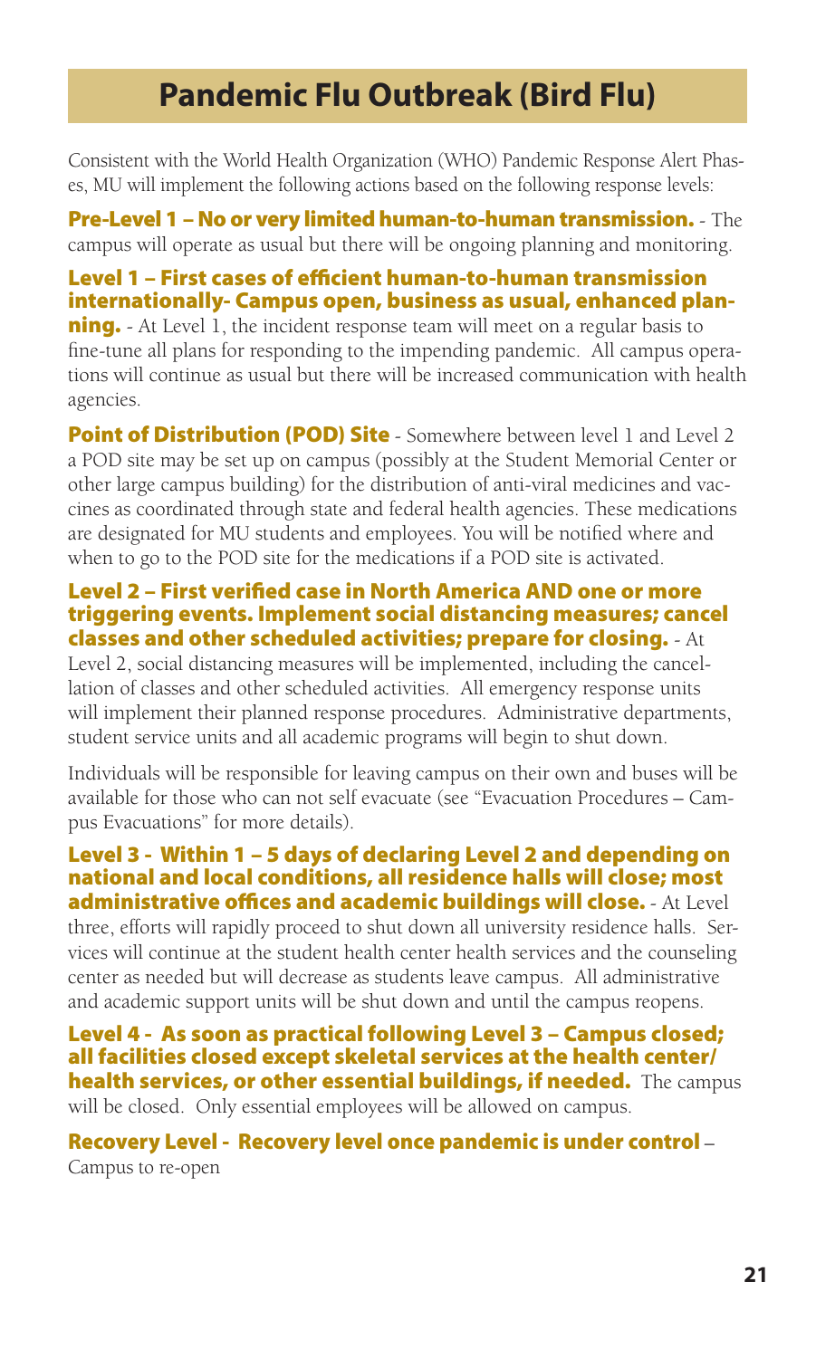# Pandemic Flu Outbreak (Bird Flu)

Consistent with the World Health Organization (WHO) Pandemic Response Alert Phases, MU will implement the following actions based on the following response levels:

**Pre-Level 1 – No or very limited human-to-human transmission.** - The campus will operate as usual but there will be ongoing planning and monitoring.

**Level 1 – First cases of efficient human-to-human transmission internationally- Campus open, business as usual, enhanced planning.** - At Level 1, the incident response team will meet on a regular basis to fine-tune all plans for responding to the impending pandemic. All campus operations will continue as usual but there will be increased communication with health agencies.

**Point of Distribution (POD) Site** - Somewhere between level 1 and Level 2 a POD site may be set up on campus (possibly at the Student Memorial Center or other large campus building) for the distribution of anti-viral medicines and vaccines as coordinated through state and federal health agencies. These medications are designated for MU students and employees. You will be notified where and when to go to the POD site for the medications if a POD site is activated.

**Level 2 – First verified case in North America AND one or more triggering events. Implement social distancing measures; cancel classes and other scheduled activities; prepare for closing.** - At Level 2, social distancing measures will be implemented, including the cancellation of classes and other scheduled activities. All emergency response units will implement their planned response procedures. Administrative departments, student service units and all academic programs will begin to shut down.

Individuals will be responsible for leaving campus on their own and buses will be available for those who can not self evacuate (see "Evacuation Procedures – Campus Evacuations" for more details).

**Level 3 - Within 1 – 5 days of declaring Level 2 and depending on national and local conditions, all residence halls will close; most administrative offices and academic buildings will close.** - At Level three, efforts will rapidly proceed to shut down all university residence halls. Services will continue at the student health center health services and the counseling center as needed but will decrease as students leave campus. All administrative and academic support units will be shut down and until the campus reopens.

**Level 4 - As soon as practical following Level 3 – Campus closed; all facilities closed except skeletal services at the health center/ health services, or other essential buildings, if needed.** The campus will be closed. Only essential employees will be allowed on campus.

**Recovery Level - Recovery level once pandemic is under control** – Campus to re-open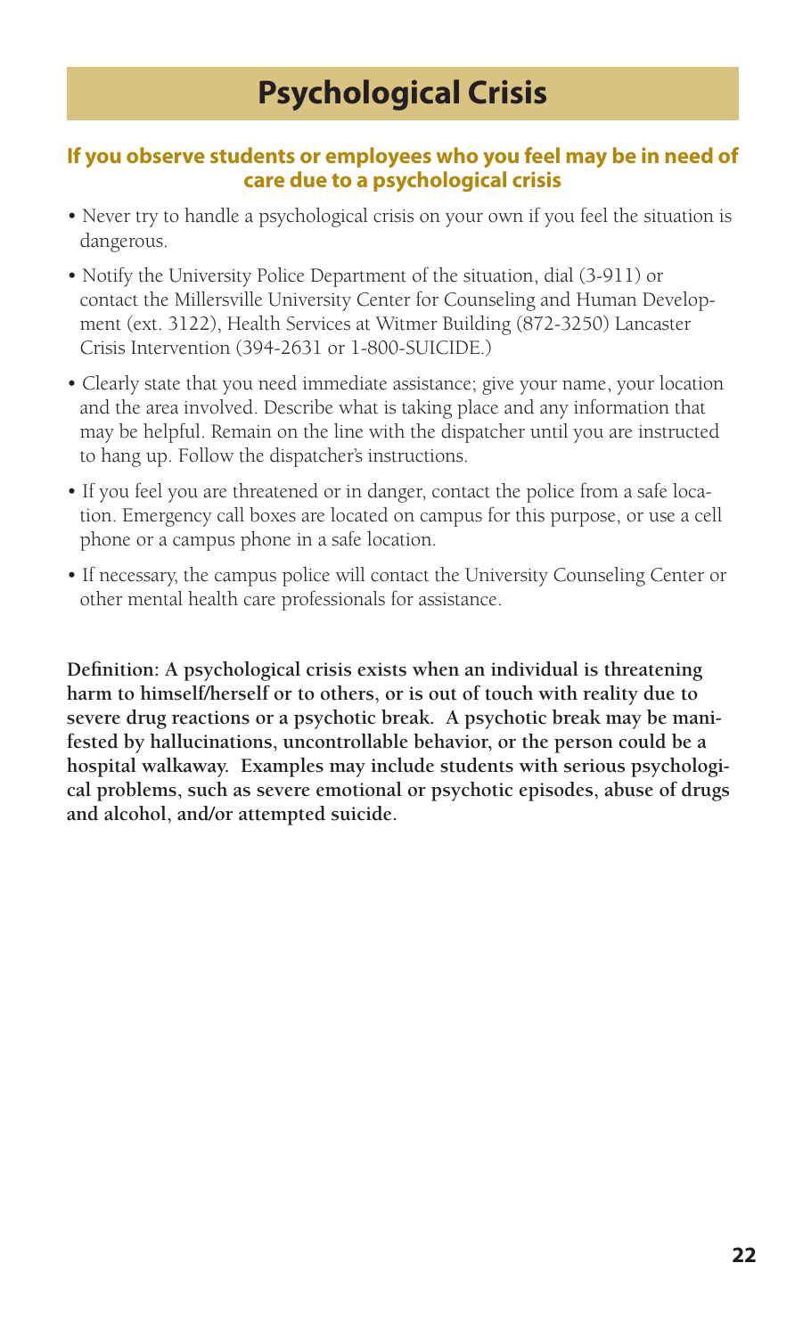# Psychological Crisis

## If you observe students or employees who you feel may be in need of care due to a psychological crisis

- Never try to handle a psychological crisis on your own if you feel the situation is dangerous.
- Notify the University Police Department of the situation, dial (3-911) or contact the Millersville University Center for Counseling and Human Development (ext. 3122), Health Services at Witmer Building (872-3250) Lancaster Crisis Intervention (394-2631 or 1-800-SUICIDE.)
- Clearly state that you need immediate assistance; give your name, your location and the area involved. Describe what is taking place and any information that may be helpful. Remain on the line with the dispatcher until you are instructed to hang up. Follow the dispatcher's instructions.
- If you feel you are threatened or in danger, contact the police from a safe location. Emergency call boxes are located on campus for this purpose, or use a cell phone or a campus phone in a safe location.
- If necessary, the campus police will contact the University Counseling Center or other mental health care professionals for assistance.

**Definition: A psychological crisis exists when an individual is threatening harm to himself/herself or to others, or is out of touch with reality due to severe drug reactions or a psychotic break. A psychotic break may be manifested by hallucinations, uncontrollable behavior, or the person could be a hospital walkaway. Examples may include students with serious psychological problems, such as severe emotional or psychotic episodes, abuse of drugs and alcohol, and/or attempted suicide.**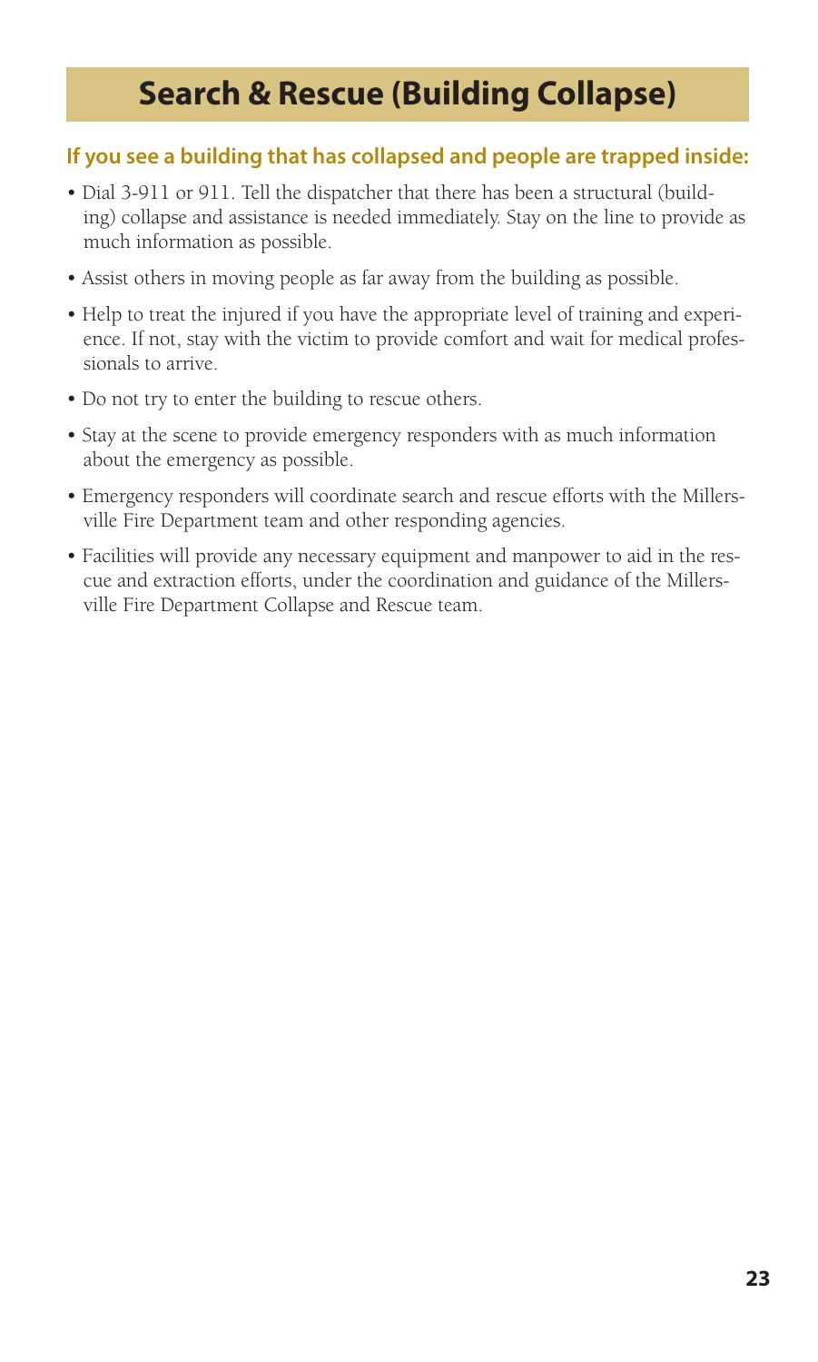# Search & Rescue (Building Collapse)

## If you see a building that has collapsed and people are trapped inside:

- Dial 3-911 or 911. Tell the dispatcher that there has been a structural (building) collapse and assistance is needed immediately. Stay on the line to provide as much information as possible.
- Assist others in moving people as far away from the building as possible.
- Help to treat the injured if you have the appropriate level of training and experience. If not, stay with the victim to provide comfort and wait for medical professionals to arrive.
- Do not try to enter the building to rescue others.
- Stay at the scene to provide emergency responders with as much information about the emergency as possible.
- Emergency responders will coordinate search and rescue efforts with the Millersville Fire Department team and other responding agencies.
- Facilities will provide any necessary equipment and manpower to aid in the rescue and extraction efforts, under the coordination and guidance of the Millersville Fire Department Collapse and Rescue team.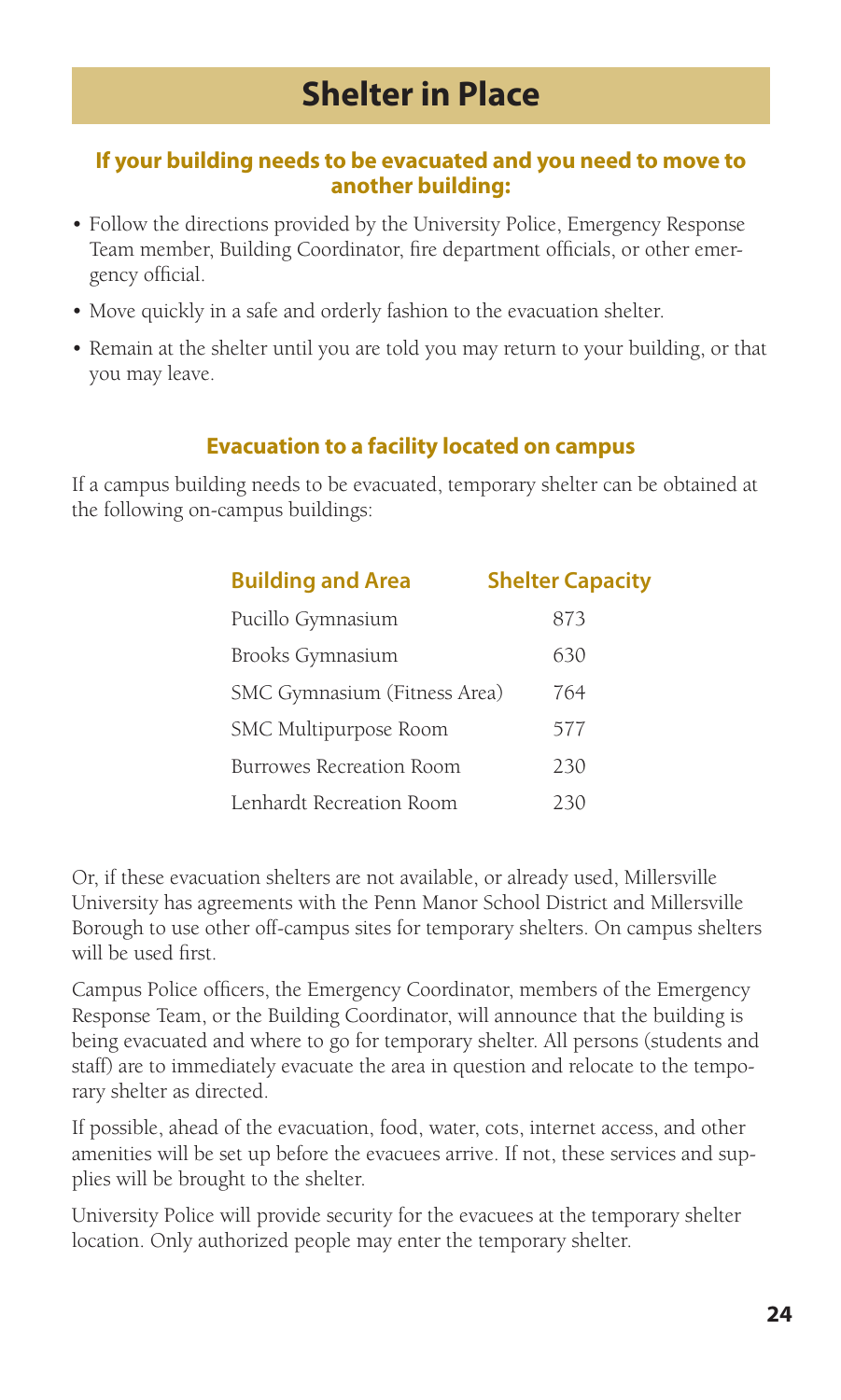# Shelter in Place

### If your building needs to be evacuated and you need to move to another building:

- Follow the directions provided by the University Police, Emergency Response Team member, Building Coordinator, fire department officials, or other emergency official.
- Move quickly in a safe and orderly fashion to the evacuation shelter.
- Remain at the shelter until you are told you may return to your building, or that you may leave.

### Evacuation to a facility located on campus

If a campus building needs to be evacuated, temporary shelter can be obtained at the following on-campus buildings:

| Building and Area | Shelter Capacity |
|---|---|
| Pucillo Gymnasium | 873 |
| Brooks Gymnasium | 630 |
| SMC Gymnasium (Fitness Area) | 764 |
| SMC Multipurpose Room | 577 |
| Burrowes Recreation Room | 230 |
| Lenhardt Recreation Room | 230 |

Or, if these evacuation shelters are not available, or already used, Millersville University has agreements with the Penn Manor School District and Millersville Borough to use other off-campus sites for temporary shelters. On campus shelters will be used first.

Campus Police officers, the Emergency Coordinator, members of the Emergency Response Team, or the Building Coordinator, will announce that the building is being evacuated and where to go for temporary shelter. All persons (students and staff) are to immediately evacuate the area in question and relocate to the temporary shelter as directed.

If possible, ahead of the evacuation, food, water, cots, internet access, and other amenities will be set up before the evacuees arrive. If not, these services and supplies will be brought to the shelter.

University Police will provide security for the evacuees at the temporary shelter location. Only authorized people may enter the temporary shelter.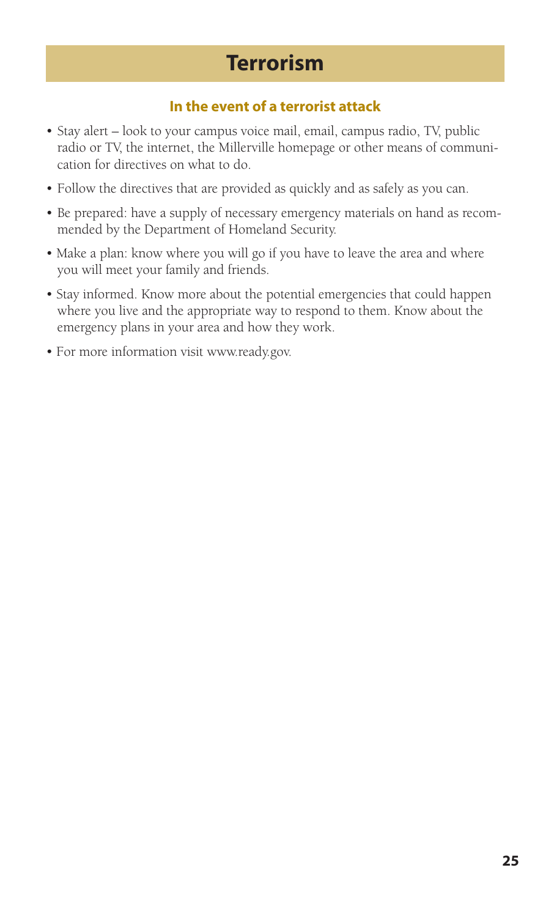# Terrorism

## In the event of a terrorist attack

- Stay alert – look to your campus voice mail, email, campus radio, TV, public radio or TV, the internet, the Millerville homepage or other means of communication for directives on what to do.
- Follow the directives that are provided as quickly and as safely as you can.
- Be prepared: have a supply of necessary emergency materials on hand as recommended by the Department of Homeland Security.
- Make a plan: know where you will go if you have to leave the area and where you will meet your family and friends.
- Stay informed. Know more about the potential emergencies that could happen where you live and the appropriate way to respond to them. Know about the emergency plans in your area and how they work.
- For more information visit www.ready.gov.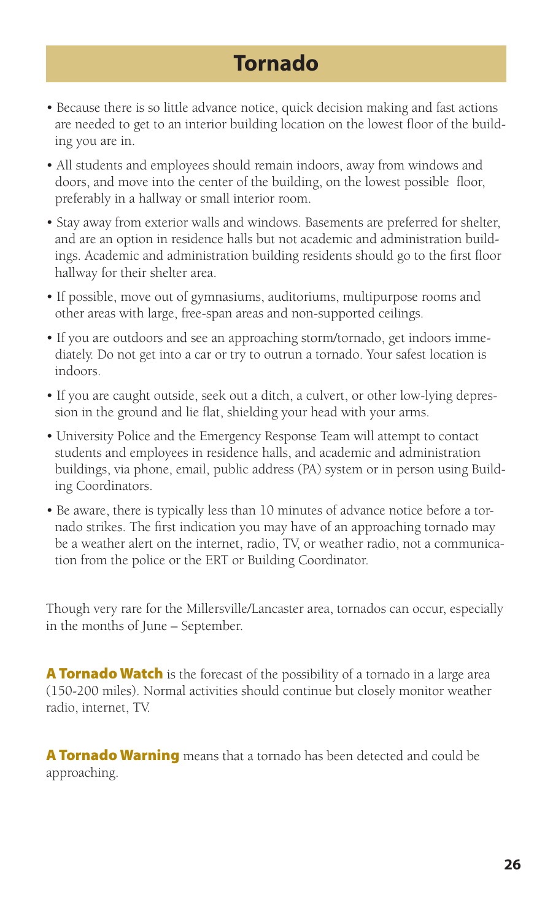# Tornado

- Because there is so little advance notice, quick decision making and fast actions are needed to get to an interior building location on the lowest floor of the building you are in.
- All students and employees should remain indoors, away from windows and doors, and move into the center of the building, on the lowest possible floor, preferably in a hallway or small interior room.
- Stay away from exterior walls and windows. Basements are preferred for shelter, and are an option in residence halls but not academic and administration buildings. Academic and administration building residents should go to the first floor hallway for their shelter area.
- If possible, move out of gymnasiums, auditoriums, multipurpose rooms and other areas with large, free-span areas and non-supported ceilings.
- If you are outdoors and see an approaching storm/tornado, get indoors immediately. Do not get into a car or try to outrun a tornado. Your safest location is indoors.
- If you are caught outside, seek out a ditch, a culvert, or other low-lying depression in the ground and lie flat, shielding your head with your arms.
- University Police and the Emergency Response Team will attempt to contact students and employees in residence halls, and academic and administration buildings, via phone, email, public address (PA) system or in person using Building Coordinators.
- Be aware, there is typically less than 10 minutes of advance notice before a tornado strikes. The first indication you may have of an approaching tornado may be a weather alert on the internet, radio, TV, or weather radio, not a communication from the police or the ERT or Building Coordinator.

Though very rare for the Millersville/Lancaster area, tornados can occur, especially in the months of June – September.

**A Tornado Watch** is the forecast of the possibility of a tornado in a large area (150-200 miles). Normal activities should continue but closely monitor weather radio, internet, TV.

**A Tornado Warning** means that a tornado has been detected and could be approaching.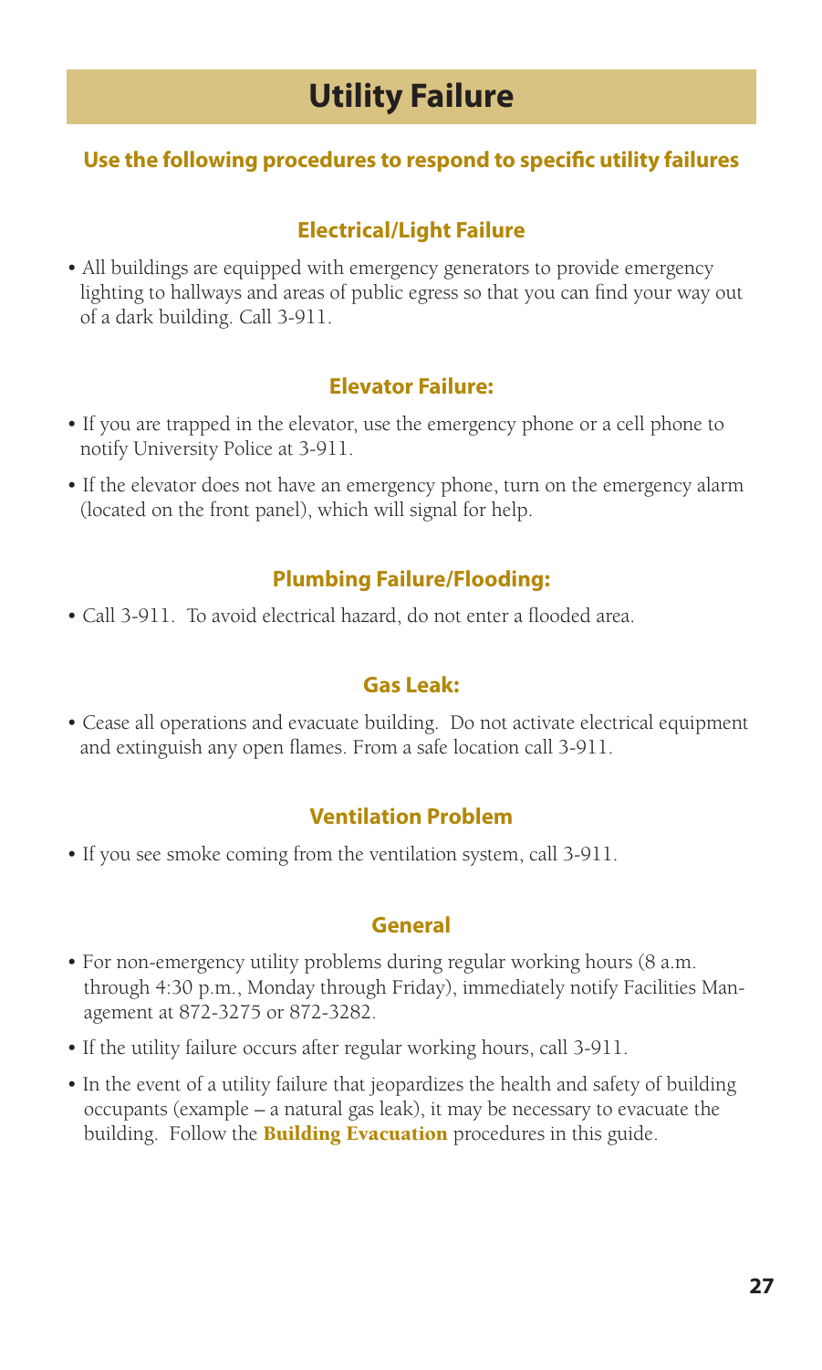# Utility Failure

## Use the following procedures to respond to specific utility failures

### Electrical/Light Failure

- All buildings are equipped with emergency generators to provide emergency lighting to hallways and areas of public egress so that you can find your way out of a dark building. Call 3-911.

### Elevator Failure:

- If you are trapped in the elevator, use the emergency phone or a cell phone to notify University Police at 3-911.
- If the elevator does not have an emergency phone, turn on the emergency alarm (located on the front panel), which will signal for help.

### Plumbing Failure/Flooding:

- Call 3-911. To avoid electrical hazard, do not enter a flooded area.

### Gas Leak:

- Cease all operations and evacuate building. Do not activate electrical equipment and extinguish any open flames. From a safe location call 3-911.

### Ventilation Problem

- If you see smoke coming from the ventilation system, call 3-911.

### General

- For non-emergency utility problems during regular working hours (8 a.m. through 4:30 p.m., Monday through Friday), immediately notify Facilities Management at 872-3275 or 872-3282.
- If the utility failure occurs after regular working hours, call 3-911.
- In the event of a utility failure that jeopardizes the health and safety of building occupants (example – a natural gas leak), it may be necessary to evacuate the building. Follow the **Building Evacuation** procedures in this guide.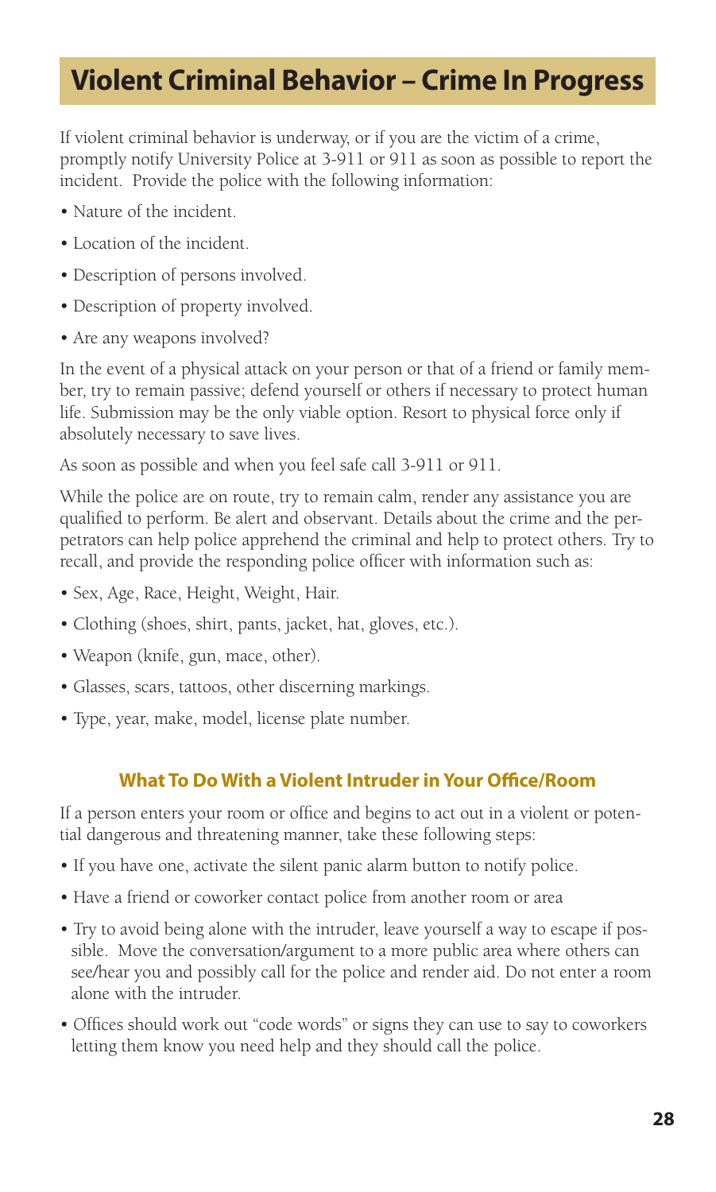# Violent Criminal Behavior – Crime In Progress

If violent criminal behavior is underway, or if you are the victim of a crime, promptly notify University Police at 3-911 or 911 as soon as possible to report the incident. Provide the police with the following information:

- Nature of the incident.
- Location of the incident.
- Description of persons involved.
- Description of property involved.
- Are any weapons involved?

In the event of a physical attack on your person or that of a friend or family member, try to remain passive; defend yourself or others if necessary to protect human life. Submission may be the only viable option. Resort to physical force only if absolutely necessary to save lives.

As soon as possible and when you feel safe call 3-911 or 911.

While the police are on route, try to remain calm, render any assistance you are qualified to perform. Be alert and observant. Details about the crime and the perpetrators can help police apprehend the criminal and help to protect others. Try to recall, and provide the responding police officer with information such as:

- Sex, Age, Race, Height, Weight, Hair.
- Clothing (shoes, shirt, pants, jacket, hat, gloves, etc.).
- Weapon (knife, gun, mace, other).
- Glasses, scars, tattoos, other discerning markings.
- Type, year, make, model, license plate number.

## What To Do With a Violent Intruder in Your Office/Room

If a person enters your room or office and begins to act out in a violent or potential dangerous and threatening manner, take these following steps:

- If you have one, activate the silent panic alarm button to notify police.
- Have a friend or coworker contact police from another room or area
- Try to avoid being alone with the intruder, leave yourself a way to escape if possible. Move the conversation/argument to a more public area where others can see/hear you and possibly call for the police and render aid. Do not enter a room alone with the intruder.
- Offices should work out "code words" or signs they can use to say to coworkers letting them know you need help and they should call the police.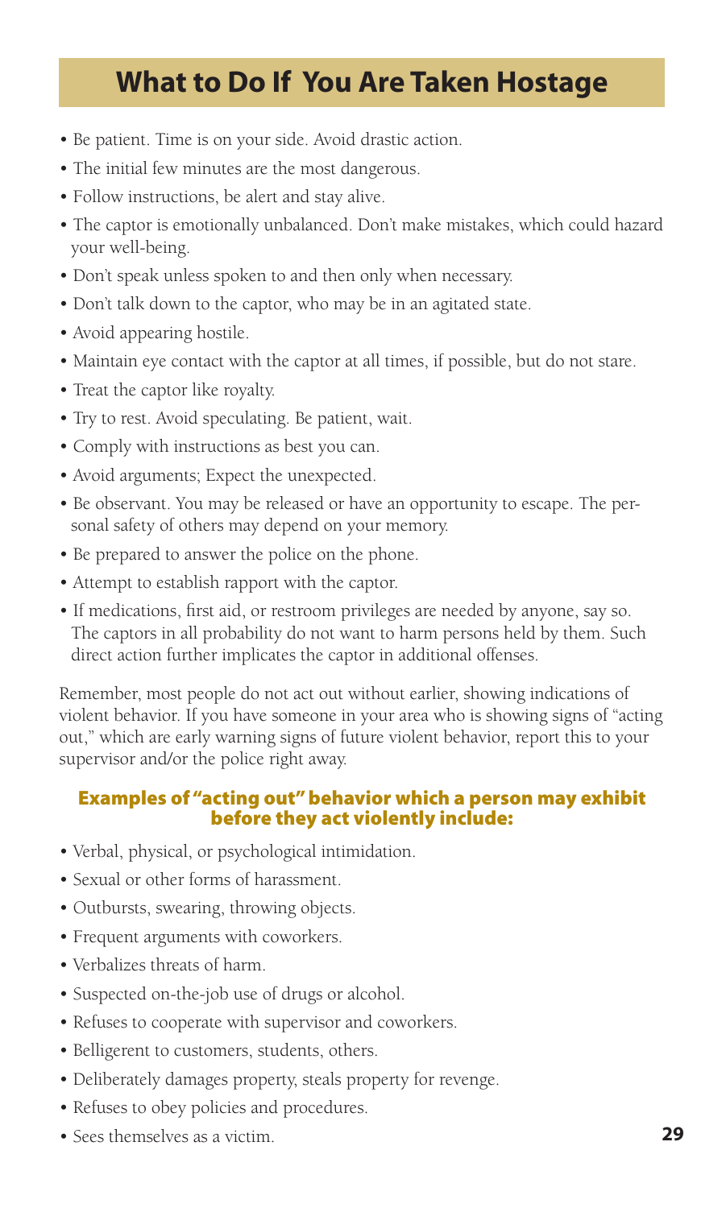# What to Do If You Are Taken Hostage

- Be patient. Time is on your side. Avoid drastic action.
- The initial few minutes are the most dangerous.
- Follow instructions, be alert and stay alive.
- The captor is emotionally unbalanced. Don't make mistakes, which could hazard your well-being.
- Don't speak unless spoken to and then only when necessary.
- Don't talk down to the captor, who may be in an agitated state.
- Avoid appearing hostile.
- Maintain eye contact with the captor at all times, if possible, but do not stare.
- Treat the captor like royalty.
- Try to rest. Avoid speculating. Be patient, wait.
- Comply with instructions as best you can.
- Avoid arguments; Expect the unexpected.
- Be observant. You may be released or have an opportunity to escape. The personal safety of others may depend on your memory.
- Be prepared to answer the police on the phone.
- Attempt to establish rapport with the captor.
- If medications, first aid, or restroom privileges are needed by anyone, say so. The captors in all probability do not want to harm persons held by them. Such direct action further implicates the captor in additional offenses.

Remember, most people do not act out without earlier, showing indications of violent behavior. If you have someone in your area who is showing signs of "acting out," which are early warning signs of future violent behavior, report this to your supervisor and/or the police right away.

### Examples of "acting out" behavior which a person may exhibit before they act violently include:

- Verbal, physical, or psychological intimidation.
- Sexual or other forms of harassment.
- Outbursts, swearing, throwing objects.
- Frequent arguments with coworkers.
- Verbalizes threats of harm.
- Suspected on-the-job use of drugs or alcohol.
- Refuses to cooperate with supervisor and coworkers.
- Belligerent to customers, students, others.
- Deliberately damages property, steals property for revenge.
- Refuses to obey policies and procedures.
- Sees themselves as a victim.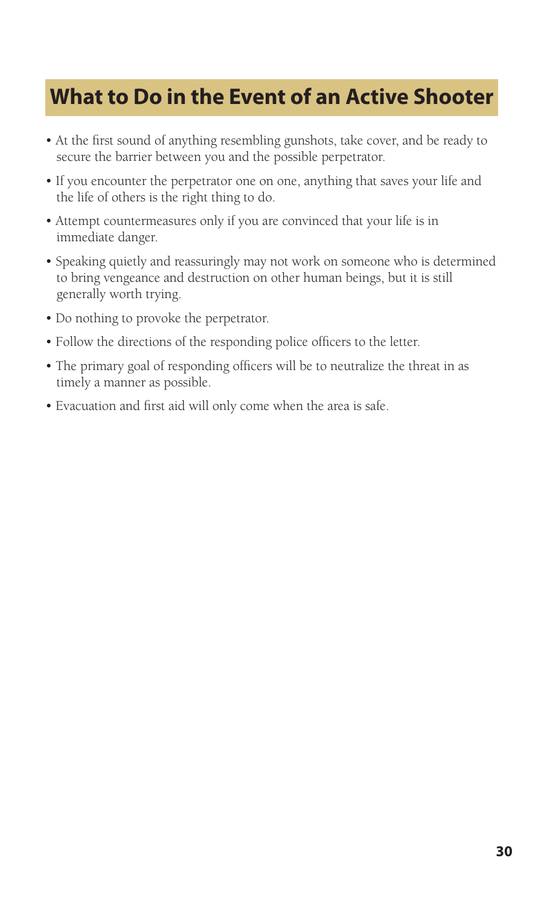## What to Do in the Event of an Active Shooter

- At the first sound of anything resembling gunshots, take cover, and be ready to secure the barrier between you and the possible perpetrator.
- If you encounter the perpetrator one on one, anything that saves your life and the life of others is the right thing to do.
- Attempt countermeasures only if you are convinced that your life is in immediate danger.
- Speaking quietly and reassuringly may not work on someone who is determined to bring vengeance and destruction on other human beings, but it is still generally worth trying.
- Do nothing to provoke the perpetrator.
- Follow the directions of the responding police officers to the letter.
- The primary goal of responding officers will be to neutralize the threat in as timely a manner as possible.
- Evacuation and first aid will only come when the area is safe.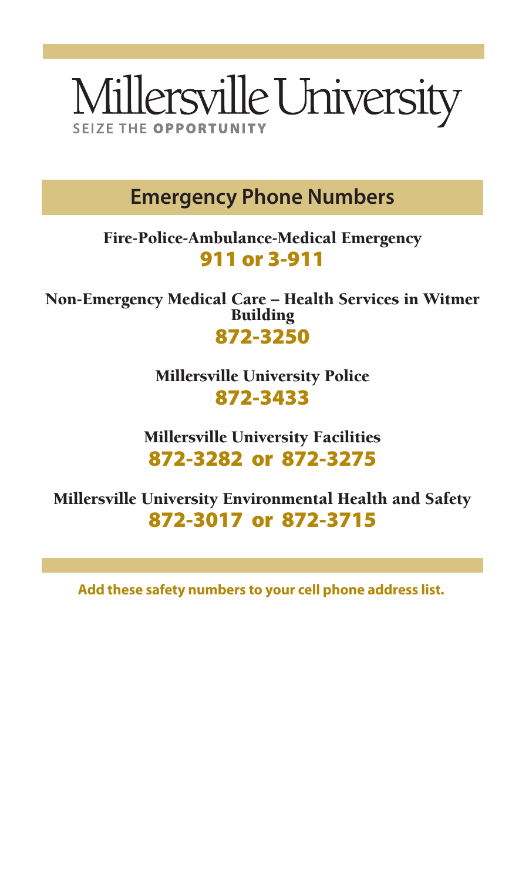# Millersville University

SEIZE THE **OPPORTUNITY**

## Emergency Phone Numbers

**Fire-Police-Ambulance-Medical Emergency**

**911 or 3-911**

**Non-Emergency Medical Care – Health Services in Witmer Building**

**872-3250**

**Millersville University Police**

**872-3433**

**Millersville University Facilities**

**872-3282 or 872-3275**

**Millersville University Environmental Health and Safety**

**872-3017 or 872-3715**

**Add these safety numbers to your cell phone address list.**